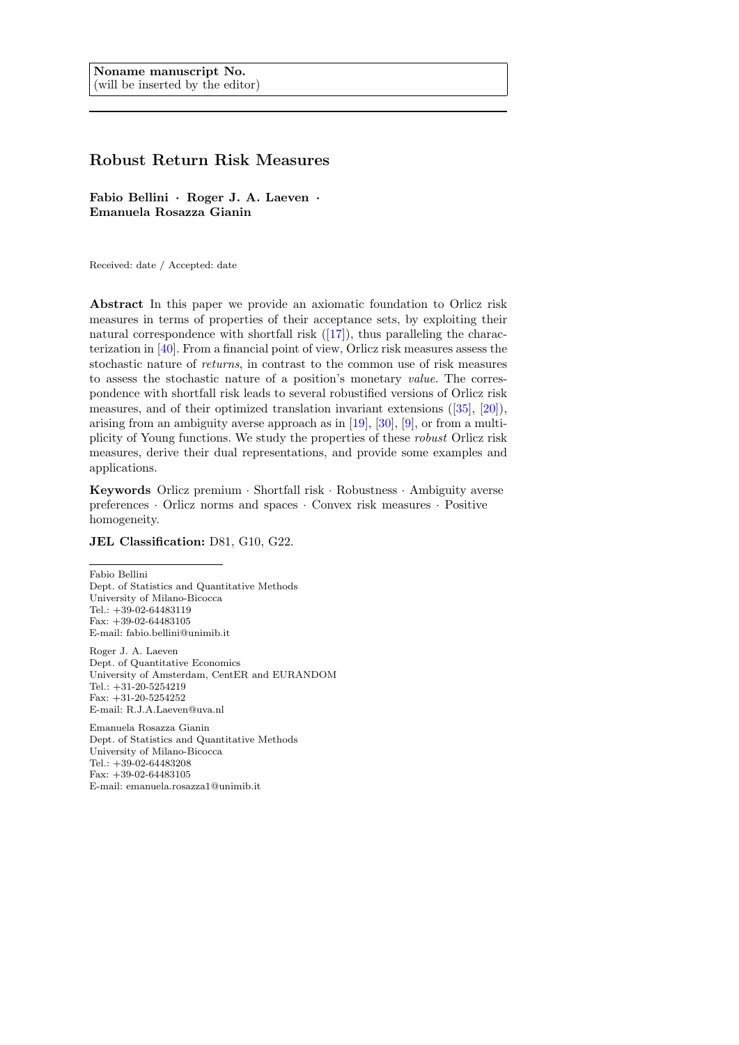Noname manuscript No.
(will be inserted by the editor)

# Robust Return Risk Measures

**Fabio Bellini · Roger J. A. Laeven · Emanuela Rosazza Gianin**

Received: date / Accepted: date

**Abstract** In this paper we provide an axiomatic foundation to Orlicz risk measures in terms of properties of their acceptance sets, by exploiting their natural correspondence with shortfall risk ([17]), thus paralleling the characterization in [40]. From a financial point of view, Orlicz risk measures assess the stochastic nature of *returns*, in contrast to the common use of risk measures to assess the stochastic nature of a position's monetary *value*. The correspondence with shortfall risk leads to several robustified versions of Orlicz risk measures, and of their optimized translation invariant extensions ([35], [20]), arising from an ambiguity averse approach as in [19], [30], [9], or from a multiplicity of Young functions. We study the properties of these *robust* Orlicz risk measures, derive their dual representations, and provide some examples and applications.

**Keywords** Orlicz premium · Shortfall risk · Robustness · Ambiguity averse preferences · Orlicz norms and spaces · Convex risk measures · Positive homogeneity.

**JEL Classification:** D81, G10, G22.

---

Fabio Bellini
Dept. of Statistics and Quantitative Methods
University of Milano-Bicocca
Tel.: +39-02-64483119
Fax: +39-02-64483105
E-mail: fabio.bellini@unimib.it

Roger J. A. Laeven
Dept. of Quantitative Economics
University of Amsterdam, CentER and EURANDOM
Tel.: +31-20-5254219
Fax: +31-20-5254252
E-mail: R.J.A.Laeven@uva.nl

Emanuela Rosazza Gianin
Dept. of Statistics and Quantitative Methods
University of Milano-Bicocca
Tel.: +39-02-64483208
Fax: +39-02-64483105
E-mail: emanuela.rosazza1@unimib.it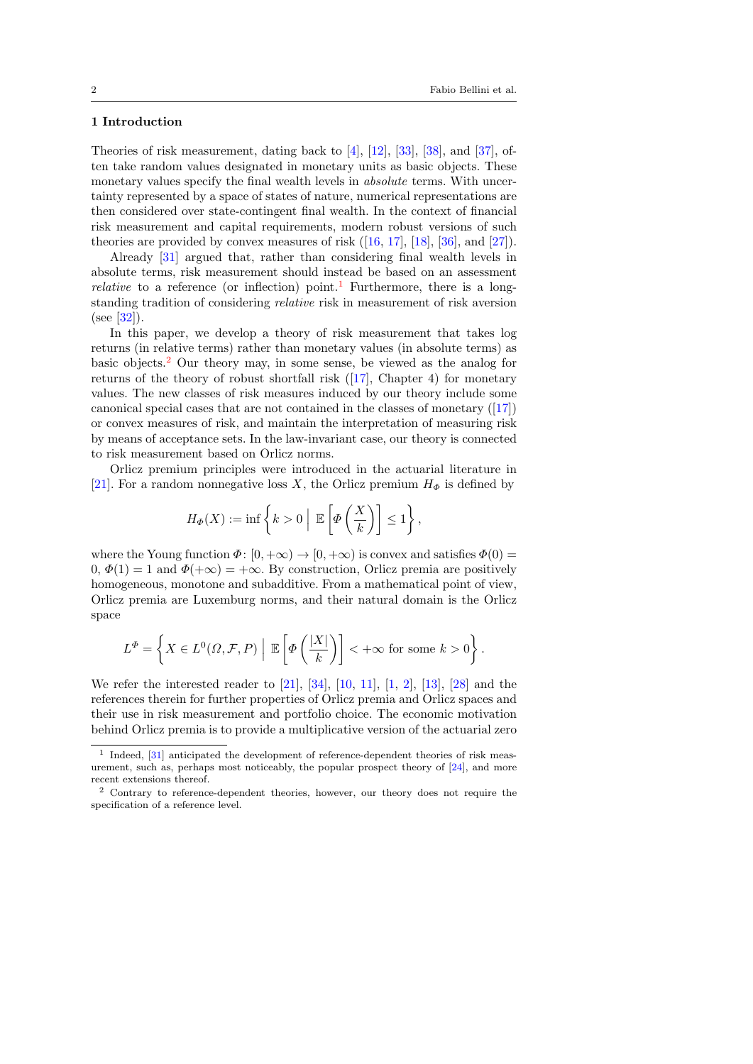## 1 Introduction

Theories of risk measurement, dating back to [4], [12], [33], [38], and [37], often take random values designated in monetary units as basic objects. These monetary values specify the final wealth levels in *absolute* terms. With uncertainty represented by a space of states of nature, numerical representations are then considered over state-contingent final wealth. In the context of financial risk measurement and capital requirements, modern robust versions of such theories are provided by convex measures of risk ([16, 17], [18], [36], and [27]).

Already [31] argued that, rather than considering final wealth levels in absolute terms, risk measurement should instead be based on an assessment *relative* to a reference (or inflection) point.[1] Furthermore, there is a long-standing tradition of considering *relative* risk in measurement of risk aversion (see [32]).

In this paper, we develop a theory of risk measurement that takes log returns (in relative terms) rather than monetary values (in absolute terms) as basic objects.[2] Our theory may, in some sense, be viewed as the analog for returns of the theory of robust shortfall risk ([17], Chapter 4) for monetary values. The new classes of risk measures induced by our theory include some canonical special cases that are not contained in the classes of monetary ([17]) or convex measures of risk, and maintain the interpretation of measuring risk by means of acceptance sets. In the law-invariant case, our theory is connected to risk measurement based on Orlicz norms.

Orlicz premium principles were introduced in the actuarial literature in [21]. For a random nonnegative loss $X$, the Orlicz premium $H_\Phi$ is defined by

$$H_\Phi(X) := \inf\left\{k > 0 \;\middle|\; \mathbb{E}\left[\Phi\left(\frac{X}{k}\right)\right] \leq 1\right\},$$

where the Young function $\Phi\colon [0, +\infty) \to [0, +\infty)$ is convex and satisfies $\Phi(0) = 0$, $\Phi(1) = 1$ and $\Phi(+\infty) = +\infty$. By construction, Orlicz premia are positively homogeneous, monotone and subadditive. From a mathematical point of view, Orlicz premia are Luxemburg norms, and their natural domain is the Orlicz space

$$L^\Phi = \left\{X \in L^0(\Omega, \mathcal{F}, P) \;\middle|\; \mathbb{E}\left[\Phi\left(\frac{|X|}{k}\right)\right] < +\infty \text{ for some } k > 0\right\}.$$

We refer the interested reader to [21], [34], [10, 11], [1, 2], [13], [28] and the references therein for further properties of Orlicz premia and Orlicz spaces and their use in risk measurement and portfolio choice. The economic motivation behind Orlicz premia is to provide a multiplicative version of the actuarial zero

---

[1] Indeed, [31] anticipated the development of reference-dependent theories of risk measurement, such as, perhaps most noticeably, the popular prospect theory of [24], and more recent extensions thereof.

[2] Contrary to reference-dependent theories, however, our theory does not require the specification of a reference level.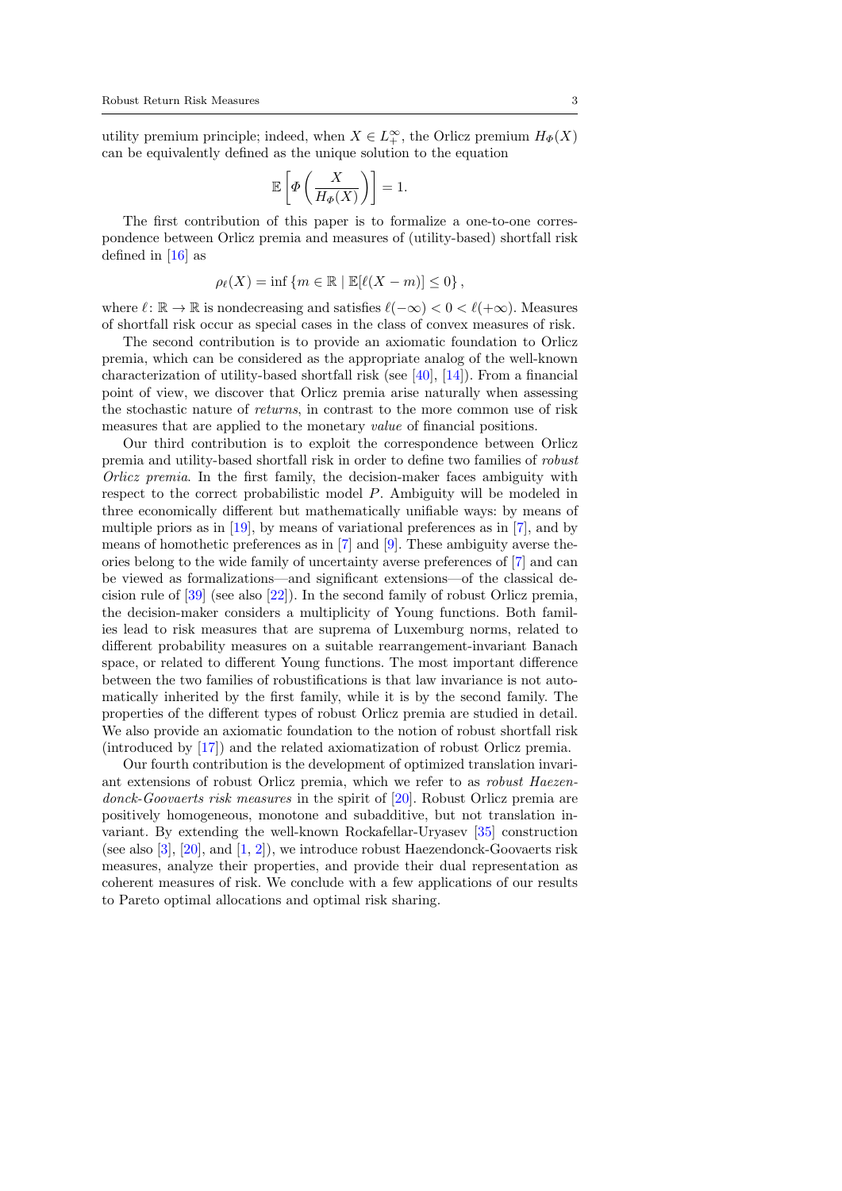utility premium principle; indeed, when $X \in L_+^\infty$, the Orlicz premium $H_\Phi(X)$ can be equivalently defined as the unique solution to the equation

$$\mathbb{E}\left[\Phi\left(\frac{X}{H_\Phi(X)}\right)\right] = 1.$$

The first contribution of this paper is to formalize a one-to-one correspondence between Orlicz premia and measures of (utility-based) shortfall risk defined in [16] as

$$\rho_\ell(X) = \inf\left\{m \in \mathbb{R} \mid \mathbb{E}[\ell(X - m)] \leq 0\right\},$$

where $\ell\colon \mathbb{R} \to \mathbb{R}$ is nondecreasing and satisfies $\ell(-\infty) < 0 < \ell(+\infty)$. Measures of shortfall risk occur as special cases in the class of convex measures of risk.

The second contribution is to provide an axiomatic foundation to Orlicz premia, which can be considered as the appropriate analog of the well-known characterization of utility-based shortfall risk (see [40], [14]). From a financial point of view, we discover that Orlicz premia arise naturally when assessing the stochastic nature of *returns*, in contrast to the more common use of risk measures that are applied to the monetary *value* of financial positions.

Our third contribution is to exploit the correspondence between Orlicz premia and utility-based shortfall risk in order to define two families of *robust Orlicz premia*. In the first family, the decision-maker faces ambiguity with respect to the correct probabilistic model $P$. Ambiguity will be modeled in three economically different but mathematically unifiable ways: by means of multiple priors as in [19], by means of variational preferences as in [7], and by means of homothetic preferences as in [7] and [9]. These ambiguity averse theories belong to the wide family of uncertainty averse preferences of [7] and can be viewed as formalizations—and significant extensions—of the classical decision rule of [39] (see also [22]). In the second family of robust Orlicz premia, the decision-maker considers a multiplicity of Young functions. Both families lead to risk measures that are suprema of Luxemburg norms, related to different probability measures on a suitable rearrangement-invariant Banach space, or related to different Young functions. The most important difference between the two families of robustifications is that law invariance is not automatically inherited by the first family, while it is by the second family. The properties of the different types of robust Orlicz premia are studied in detail. We also provide an axiomatic foundation to the notion of robust shortfall risk (introduced by [17]) and the related axiomatization of robust Orlicz premia.

Our fourth contribution is the development of optimized translation invariant extensions of robust Orlicz premia, which we refer to as *robust Haezendonck-Goovaerts risk measures* in the spirit of [20]. Robust Orlicz premia are positively homogeneous, monotone and subadditive, but not translation invariant. By extending the well-known Rockafellar-Uryasev [35] construction (see also [3], [20], and [1, 2]), we introduce robust Haezendonck-Goovaerts risk measures, analyze their properties, and provide their dual representation as coherent measures of risk. We conclude with a few applications of our results to Pareto optimal allocations and optimal risk sharing.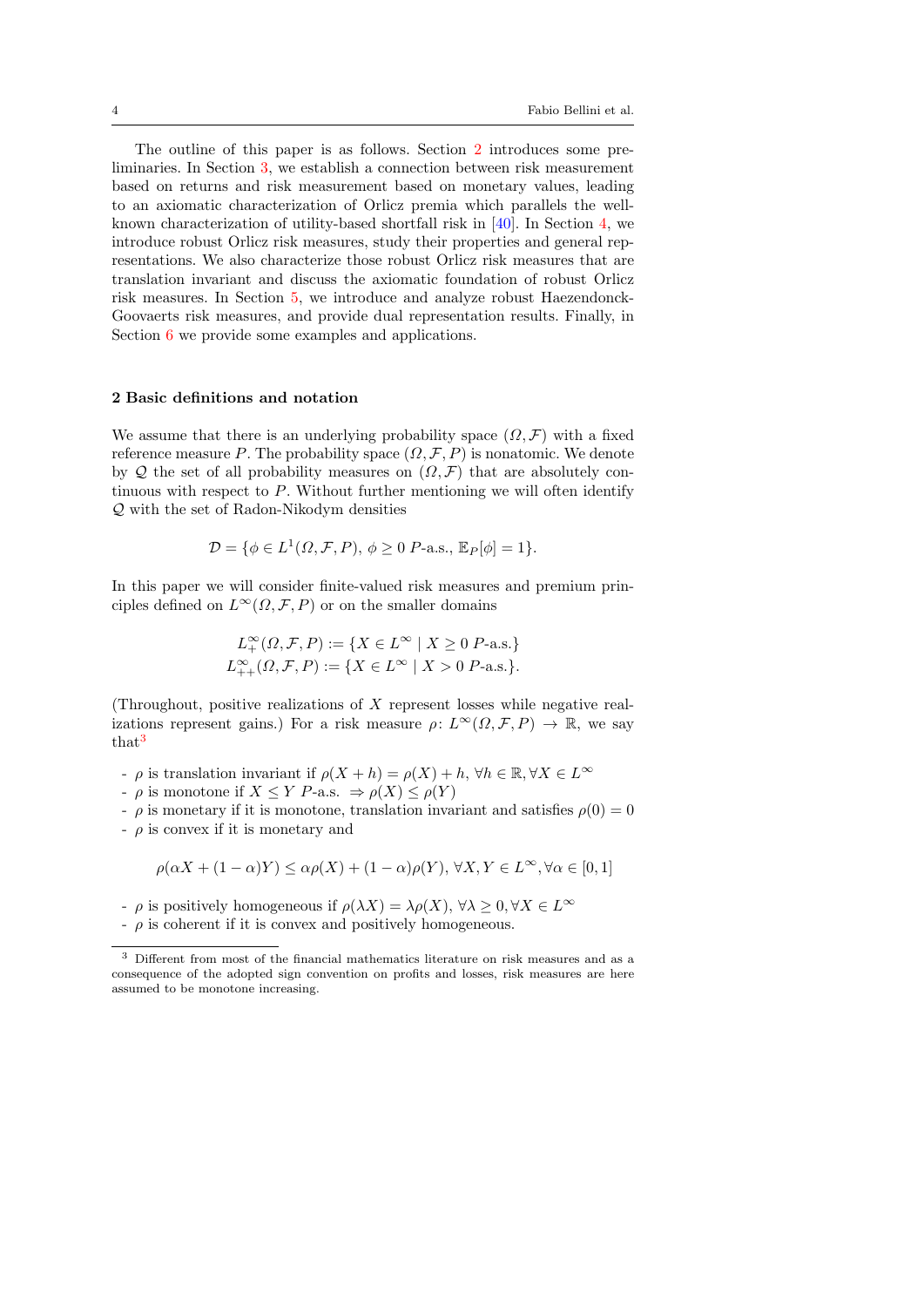The outline of this paper is as follows. Section 2 introduces some preliminaries. In Section 3, we establish a connection between risk measurement based on returns and risk measurement based on monetary values, leading to an axiomatic characterization of Orlicz premia which parallels the well-known characterization of utility-based shortfall risk in [40]. In Section 4, we introduce robust Orlicz risk measures, study their properties and general representations. We also characterize those robust Orlicz risk measures that are translation invariant and discuss the axiomatic foundation of robust Orlicz risk measures. In Section 5, we introduce and analyze robust Haezendonck-Goovaerts risk measures, and provide dual representation results. Finally, in Section 6 we provide some examples and applications.

## 2 Basic definitions and notation

We assume that there is an underlying probability space $(\Omega, \mathcal{F})$ with a fixed reference measure $P$. The probability space $(\Omega, \mathcal{F}, P)$ is nonatomic. We denote by $\mathcal{Q}$ the set of all probability measures on $(\Omega, \mathcal{F})$ that are absolutely continuous with respect to $P$. Without further mentioning we will often identify $\mathcal{Q}$ with the set of Radon-Nikodym densities

$$\mathcal{D} = \{\phi \in L^1(\Omega, \mathcal{F}, P),\ \phi \geq 0\ P\text{-a.s.},\ \mathbb{E}_P[\phi] = 1\}.$$

In this paper we will consider finite-valued risk measures and premium principles defined on $L^\infty(\Omega, \mathcal{F}, P)$ or on the smaller domains

$$L^\infty_+(\Omega, \mathcal{F}, P) := \{X \in L^\infty \mid X \geq 0\ P\text{-a.s.}\}$$
$$L^\infty_{++}(\Omega, \mathcal{F}, P) := \{X \in L^\infty \mid X > 0\ P\text{-a.s.}\}.$$

(Throughout, positive realizations of $X$ represent losses while negative realizations represent gains.) For a risk measure $\rho \colon L^\infty(\Omega, \mathcal{F}, P) \to \mathbb{R}$, we say that[3]

- $\rho$ is translation invariant if $\rho(X + h) = \rho(X) + h$, $\forall h \in \mathbb{R}, \forall X \in L^\infty$
- $\rho$ is monotone if $X \leq Y$ $P$-a.s. $\Rightarrow \rho(X) \leq \rho(Y)$
- $\rho$ is monetary if it is monotone, translation invariant and satisfies $\rho(0) = 0$
- $\rho$ is convex if it is monetary and

$$\rho(\alpha X + (1 - \alpha)Y) \leq \alpha\rho(X) + (1 - \alpha)\rho(Y),\ \forall X, Y \in L^\infty, \forall \alpha \in [0, 1]$$

- $\rho$ is positively homogeneous if $\rho(\lambda X) = \lambda\rho(X)$, $\forall \lambda \geq 0, \forall X \in L^\infty$
- $\rho$ is coherent if it is convex and positively homogeneous.

[3] Different from most of the financial mathematics literature on risk measures and as a consequence of the adopted sign convention on profits and losses, risk measures are here assumed to be monotone increasing.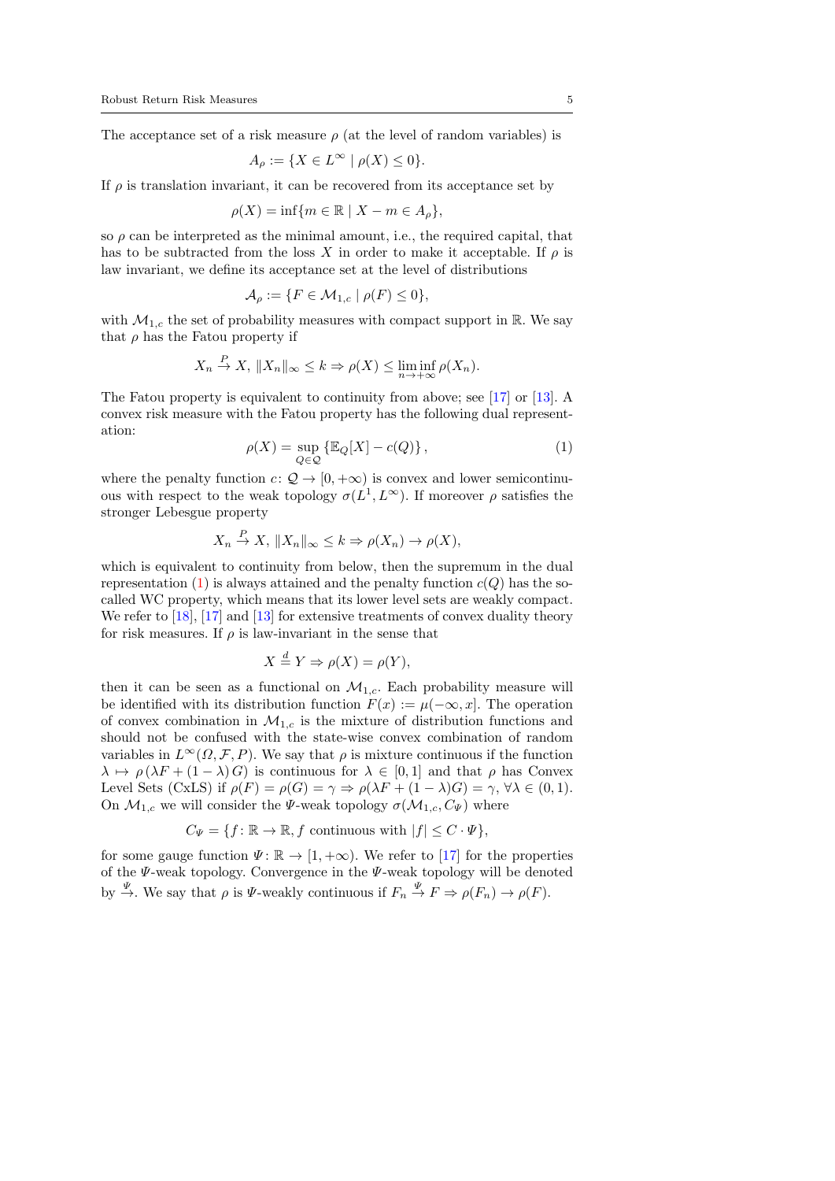The acceptance set of a risk measure $\rho$ (at the level of random variables) is

$$A_\rho := \{X \in L^\infty \mid \rho(X) \leq 0\}.$$

If $\rho$ is translation invariant, it can be recovered from its acceptance set by

$$\rho(X) = \inf\{m \in \mathbb{R} \mid X - m \in A_\rho\},$$

so $\rho$ can be interpreted as the minimal amount, i.e., the required capital, that has to be subtracted from the loss $X$ in order to make it acceptable. If $\rho$ is law invariant, we define its acceptance set at the level of distributions

$$\mathcal{A}_\rho := \{F \in \mathcal{M}_{1,c} \mid \rho(F) \leq 0\},$$

with $\mathcal{M}_{1,c}$ the set of probability measures with compact support in $\mathbb{R}$. We say that $\rho$ has the Fatou property if

$$X_n \xrightarrow{P} X,\ \|X_n\|_\infty \leq k \Rightarrow \rho(X) \leq \liminf_{n \to +\infty} \rho(X_n).$$

The Fatou property is equivalent to continuity from above; see [17] or [13]. A convex risk measure with the Fatou property has the following dual representation:

$$\rho(X) = \sup_{Q \in \mathcal{Q}} \{\mathbb{E}_Q[X] - c(Q)\}, \tag{1}$$

where the penalty function $c \colon \mathcal{Q} \to [0, +\infty)$ is convex and lower semicontinuous with respect to the weak topology $\sigma(L^1, L^\infty)$. If moreover $\rho$ satisfies the stronger Lebesgue property

$$X_n \xrightarrow{P} X,\ \|X_n\|_\infty \leq k \Rightarrow \rho(X_n) \to \rho(X),$$

which is equivalent to continuity from below, then the supremum in the dual representation (1) is always attained and the penalty function $c(Q)$ has the so-called WC property, which means that its lower level sets are weakly compact. We refer to [18], [17] and [13] for extensive treatments of convex duality theory for risk measures. If $\rho$ is law-invariant in the sense that

$$X \stackrel{d}{=} Y \Rightarrow \rho(X) = \rho(Y),$$

then it can be seen as a functional on $\mathcal{M}_{1,c}$. Each probability measure will be identified with its distribution function $F(x) := \mu(-\infty, x]$. The operation of convex combination in $\mathcal{M}_{1,c}$ is the mixture of distribution functions and should not be confused with the state-wise convex combination of random variables in $L^\infty(\Omega, \mathcal{F}, P)$. We say that $\rho$ is mixture continuous if the function $\lambda \mapsto \rho(\lambda F + (1 - \lambda) G)$ is continuous for $\lambda \in [0, 1]$ and that $\rho$ has Convex Level Sets (CxLS) if $\rho(F) = \rho(G) = \gamma \Rightarrow \rho(\lambda F + (1 - \lambda) G) = \gamma$, $\forall \lambda \in (0, 1)$. On $\mathcal{M}_{1,c}$ we will consider the $\Psi$-weak topology $\sigma(\mathcal{M}_{1,c}, C_\Psi)$ where

$$C_\Psi = \{f \colon \mathbb{R} \to \mathbb{R}, f \text{ continuous with } |f| \leq C \cdot \Psi\},$$

for some gauge function $\Psi \colon \mathbb{R} \to [1, +\infty)$. We refer to [17] for the properties of the $\Psi$-weak topology. Convergence in the $\Psi$-weak topology will be denoted by $\xrightarrow{\Psi}$. We say that $\rho$ is $\Psi$-weakly continuous if $F_n \xrightarrow{\Psi} F \Rightarrow \rho(F_n) \to \rho(F)$.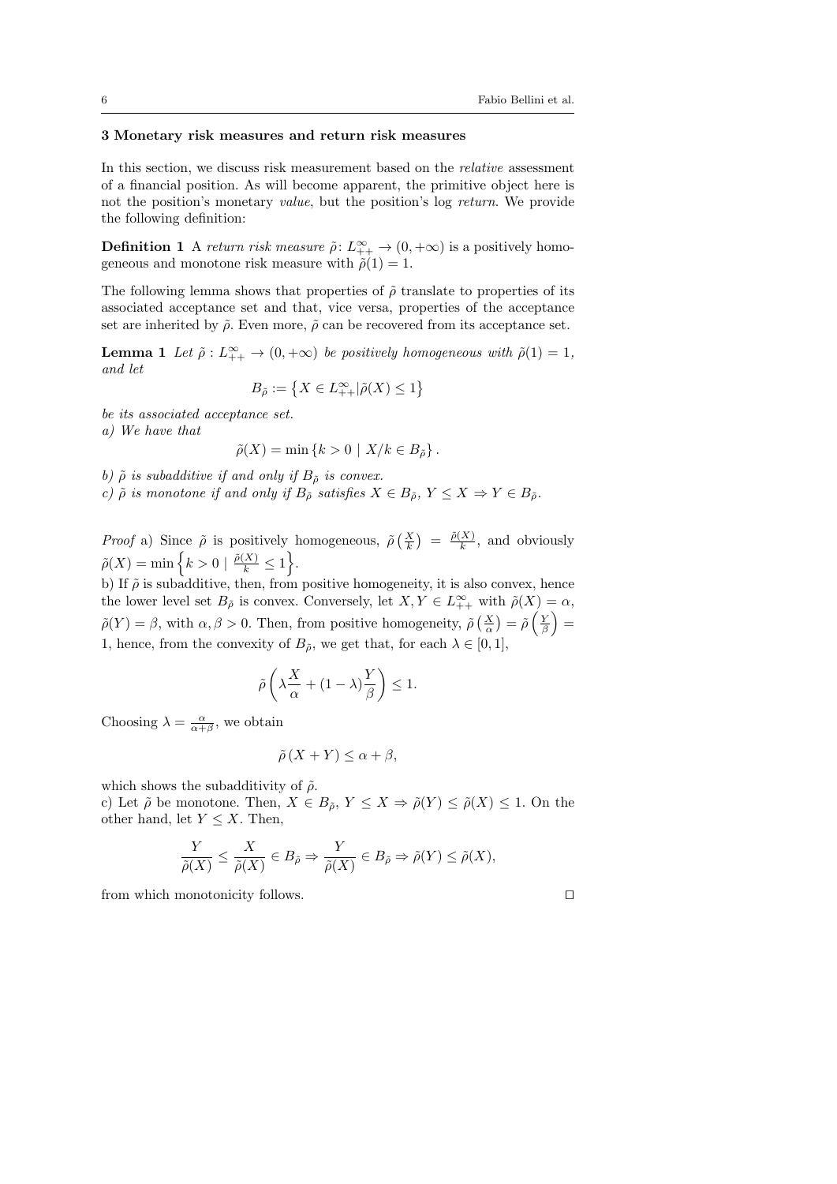## 3 Monetary risk measures and return risk measures

In this section, we discuss risk measurement based on the *relative* assessment of a financial position. As will become apparent, the primitive object here is not the position's monetary *value*, but the position's log *return*. We provide the following definition:

**Definition 1** A *return risk measure* $\tilde{\rho}\colon L^\infty_{++} \to (0, +\infty)$ is a positively homogeneous and monotone risk measure with $\tilde{\rho}(1) = 1$.

The following lemma shows that properties of $\tilde{\rho}$ translate to properties of its associated acceptance set and that, vice versa, properties of the acceptance set are inherited by $\tilde{\rho}$. Even more, $\tilde{\rho}$ can be recovered from its acceptance set.

**Lemma 1** *Let $\tilde{\rho} : L^\infty_{++} \to (0, +\infty)$ be positively homogeneous with $\tilde{\rho}(1) = 1$, and let*

$$B_{\tilde{\rho}} := \left\{ X \in L^\infty_{++} | \tilde{\rho}(X) \leq 1 \right\}$$

*be its associated acceptance set.*
*a) We have that*

$$\tilde{\rho}(X) = \min \left\{ k > 0 \mid X/k \in B_{\tilde{\rho}} \right\}.$$

*b) $\tilde{\rho}$ is subadditive if and only if $B_{\tilde{\rho}}$ is convex.*
*c) $\tilde{\rho}$ is monotone if and only if $B_{\tilde{\rho}}$ satisfies $X \in B_{\tilde{\rho}}$, $Y \leq X \Rightarrow Y \in B_{\tilde{\rho}}$.*

*Proof* a) Since $\tilde{\rho}$ is positively homogeneous, $\tilde{\rho}\left(\frac{X}{k}\right) = \frac{\tilde{\rho}(X)}{k}$, and obviously $\tilde{\rho}(X) = \min \left\{ k > 0 \mid \frac{\tilde{\rho}(X)}{k} \leq 1 \right\}$.
b) If $\tilde{\rho}$ is subadditive, then, from positive homogeneity, it is also convex, hence the lower level set $B_{\tilde{\rho}}$ is convex. Conversely, let $X, Y \in L^\infty_{++}$ with $\tilde{\rho}(X) = \alpha$, $\tilde{\rho}(Y) = \beta$, with $\alpha, \beta > 0$. Then, from positive homogeneity, $\tilde{\rho}\left(\frac{X}{\alpha}\right) = \tilde{\rho}\left(\frac{Y}{\beta}\right) = 1$, hence, from the convexity of $B_{\tilde{\rho}}$, we get that, for each $\lambda \in [0, 1]$,

$$\tilde{\rho}\left(\lambda \frac{X}{\alpha} + (1 - \lambda) \frac{Y}{\beta}\right) \leq 1.$$

Choosing $\lambda = \frac{\alpha}{\alpha + \beta}$, we obtain

$$\tilde{\rho}\left(X + Y\right) \leq \alpha + \beta,$$

which shows the subadditivity of $\tilde{\rho}$.
c) Let $\tilde{\rho}$ be monotone. Then, $X \in B_{\tilde{\rho}}$, $Y \leq X \Rightarrow \tilde{\rho}(Y) \leq \tilde{\rho}(X) \leq 1$. On the other hand, let $Y \leq X$. Then,

$$\frac{Y}{\tilde{\rho}(X)} \leq \frac{X}{\tilde{\rho}(X)} \in B_{\tilde{\rho}} \Rightarrow \frac{Y}{\tilde{\rho}(X)} \in B_{\tilde{\rho}} \Rightarrow \tilde{\rho}(Y) \leq \tilde{\rho}(X),$$

from which monotonicity follows. $\square$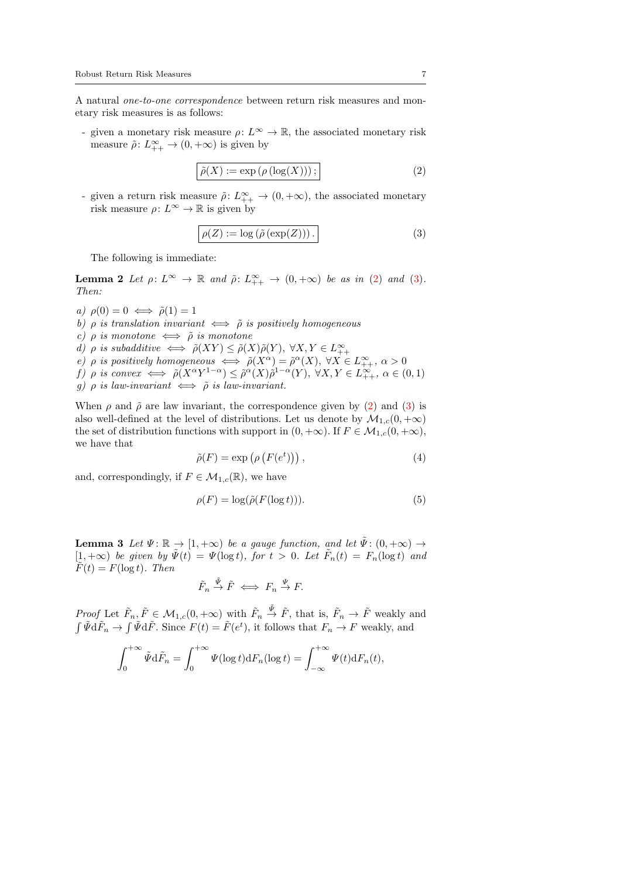A natural *one-to-one correspondence* between return risk measures and monetary risk measures is as follows:

- given a monetary risk measure $\rho\colon L^\infty \to \mathbb{R}$, the associated monetary risk measure $\tilde{\rho}\colon L^\infty_{++} \to (0,+\infty)$ is given by

$$\boxed{\tilde{\rho}(X) := \exp\left(\rho\left(\log(X)\right)\right);} \tag{2}$$

- given a return risk measure $\tilde{\rho}\colon L^\infty_{++} \to (0,+\infty)$, the associated monetary risk measure $\rho\colon L^\infty \to \mathbb{R}$ is given by

$$\boxed{\rho(Z) := \log\left(\tilde{\rho}\left(\exp(Z)\right)\right).} \tag{3}$$

The following is immediate:

**Lemma 2** *Let $\rho\colon L^\infty \to \mathbb{R}$ and $\tilde{\rho}\colon L^\infty_{++} \to (0,+\infty)$ be as in (2) and (3). Then:*

*a) $\rho(0) = 0 \iff \tilde{\rho}(1) = 1$*
*b) $\rho$ is translation invariant $\iff$ $\tilde{\rho}$ is positively homogeneous*
*c) $\rho$ is monotone $\iff$ $\tilde{\rho}$ is monotone*
*d) $\rho$ is subadditive $\iff$ $\tilde{\rho}(XY) \leq \tilde{\rho}(X)\tilde{\rho}(Y)$, $\forall X, Y \in L^\infty_{++}$*
*e) $\rho$ is positively homogeneous $\iff$ $\tilde{\rho}(X^\alpha) = \tilde{\rho}^\alpha(X)$, $\forall X \in L^\infty_{++}$, $\alpha > 0$*
*f) $\rho$ is convex $\iff$ $\tilde{\rho}(X^\alpha Y^{1-\alpha}) \leq \tilde{\rho}^\alpha(X)\tilde{\rho}^{1-\alpha}(Y)$, $\forall X, Y \in L^\infty_{++}$, $\alpha \in (0,1)$*
*g) $\rho$ is law-invariant $\iff$ $\tilde{\rho}$ is law-invariant.*

When $\rho$ and $\tilde{\rho}$ are law invariant, the correspondence given by (2) and (3) is also well-defined at the level of distributions. Let us denote by $\mathcal{M}_{1,c}(0,+\infty)$ the set of distribution functions with support in $(0,+\infty)$. If $F \in \mathcal{M}_{1,c}(0,+\infty)$, we have that

$$\tilde{\rho}(F) = \exp\left(\rho\left(F(e^t)\right)\right), \tag{4}$$

and, correspondingly, if $F \in \mathcal{M}_{1,c}(\mathbb{R})$, we have

$$\rho(F) = \log(\tilde{\rho}(F(\log t))). \tag{5}$$

**Lemma 3** *Let $\Psi\colon \mathbb{R} \to [1,+\infty)$ be a gauge function, and let $\tilde{\Psi}\colon (0,+\infty) \to [1,+\infty)$ be given by $\tilde{\Psi}(t) = \Psi(\log t)$, for $t > 0$. Let $\tilde{F}_n(t) = F_n(\log t)$ and $\tilde{F}(t) = F(\log t)$. Then*

$$\tilde{F}_n \overset{\tilde{\Psi}}{\to} \tilde{F} \iff F_n \overset{\Psi}{\to} F.$$

*Proof* Let $\tilde{F}_n, \tilde{F} \in \mathcal{M}_{1,c}(0,+\infty)$ with $\tilde{F}_n \overset{\tilde{\Psi}}{\to} \tilde{F}$, that is, $\tilde{F}_n \to \tilde{F}$ weakly and $\int \tilde{\Psi} \mathrm{d}\tilde{F}_n \to \int \tilde{\Psi} \mathrm{d}\tilde{F}$. Since $F(t) = \tilde{F}(e^t)$, it follows that $F_n \to F$ weakly, and

$$\int_0^{+\infty} \tilde{\Psi} \mathrm{d}\tilde{F}_n = \int_0^{+\infty} \Psi(\log t) \mathrm{d}F_n(\log t) = \int_{-\infty}^{+\infty} \Psi(t) \mathrm{d}F_n(t),$$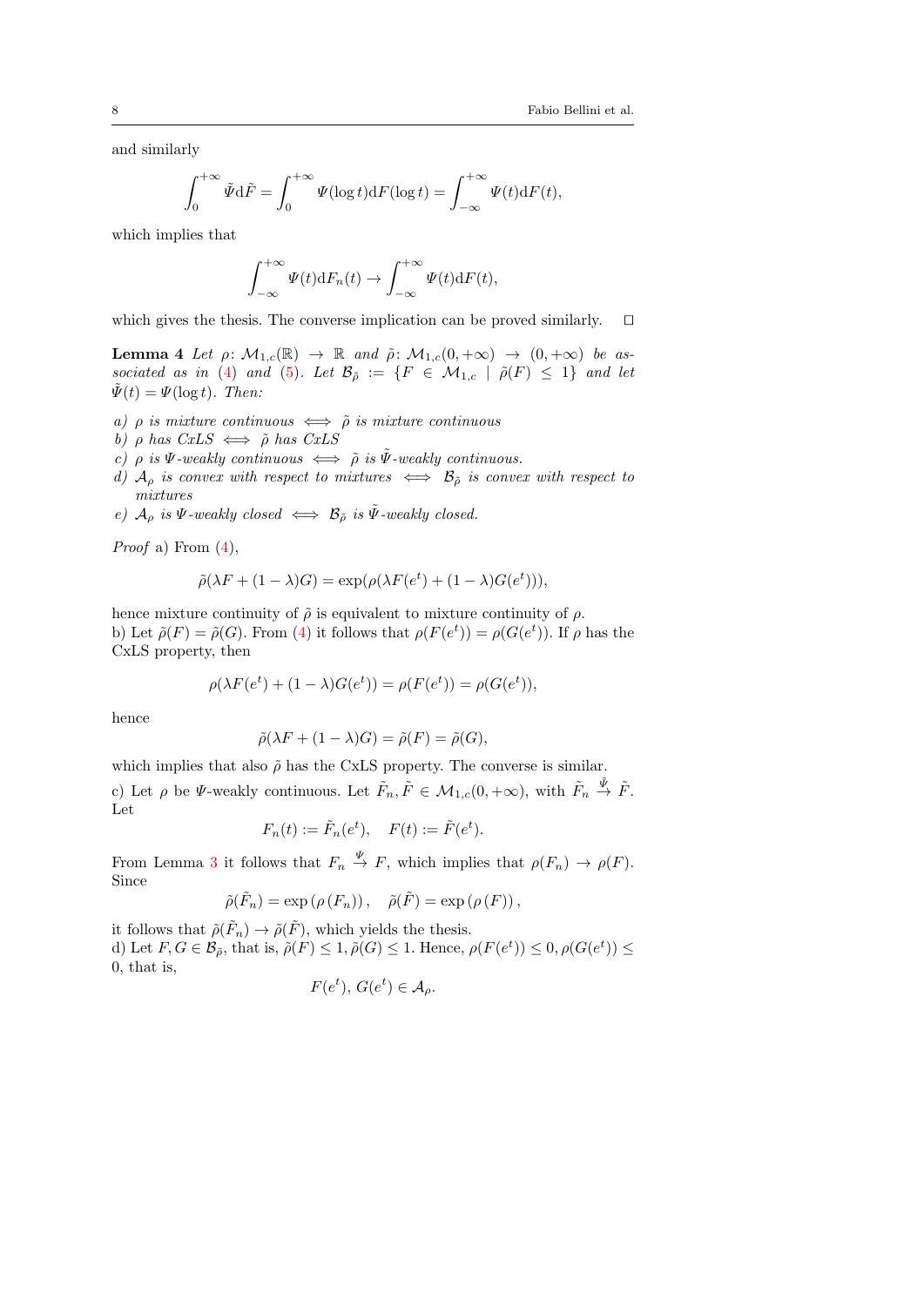and similarly

$$\int_0^{+\infty} \tilde{\Psi} \mathrm{d}\tilde{F} = \int_0^{+\infty} \Psi(\log t) \mathrm{d}F(\log t) = \int_{-\infty}^{+\infty} \Psi(t) \mathrm{d}F(t),$$

which implies that

$$\int_{-\infty}^{+\infty} \Psi(t) \mathrm{d}F_n(t) \to \int_{-\infty}^{+\infty} \Psi(t) \mathrm{d}F(t),$$

which gives the thesis. The converse implication can be proved similarly. □

**Lemma 4** *Let $\rho\colon \mathcal{M}_{1,c}(\mathbb{R}) \to \mathbb{R}$ and $\tilde{\rho}\colon \mathcal{M}_{1,c}(0,+\infty) \to (0,+\infty)$ be associated as in (4) and (5). Let $\mathcal{B}_{\tilde{\rho}} := \{F \in \mathcal{M}_{1,c} \mid \tilde{\rho}(F) \leq 1\}$ and let $\tilde{\Psi}(t) = \Psi(\log t)$. Then:*

*a) $\rho$ is mixture continuous $\iff$ $\tilde{\rho}$ is mixture continuous*
*b) $\rho$ has CxLS $\iff$ $\tilde{\rho}$ has CxLS*
*c) $\rho$ is $\Psi$-weakly continuous $\iff$ $\tilde{\rho}$ is $\tilde{\Psi}$-weakly continuous.*
*d) $\mathcal{A}_\rho$ is convex with respect to mixtures $\iff$ $\mathcal{B}_{\tilde{\rho}}$ is convex with respect to mixtures*
*e) $\mathcal{A}_\rho$ is $\Psi$-weakly closed $\iff$ $\mathcal{B}_{\tilde{\rho}}$ is $\tilde{\Psi}$-weakly closed.*

*Proof* a) From (4),

$$\tilde{\rho}(\lambda F + (1-\lambda)G) = \exp(\rho(\lambda F(e^t) + (1-\lambda)G(e^t))),$$

hence mixture continuity of $\tilde{\rho}$ is equivalent to mixture continuity of $\rho$.
b) Let $\tilde{\rho}(F) = \tilde{\rho}(G)$. From (4) it follows that $\rho(F(e^t)) = \rho(G(e^t))$. If $\rho$ has the CxLS property, then

$$\rho(\lambda F(e^t) + (1-\lambda)G(e^t)) = \rho(F(e^t)) = \rho(G(e^t)),$$

hence

$$\tilde{\rho}(\lambda F + (1-\lambda)G) = \tilde{\rho}(F) = \tilde{\rho}(G),$$

which implies that also $\tilde{\rho}$ has the CxLS property. The converse is similar.
c) Let $\rho$ be $\Psi$-weakly continuous. Let $\tilde{F}_n, \tilde{F} \in \mathcal{M}_{1,c}(0,+\infty)$, with $\tilde{F}_n \xrightarrow{\tilde{\Psi}} \tilde{F}$. Let

$$F_n(t) := \tilde{F}_n(e^t), \quad F(t) := \tilde{F}(e^t).$$

From Lemma 3 it follows that $F_n \xrightarrow{\Psi} F$, which implies that $\rho(F_n) \to \rho(F)$. Since

$$\tilde{\rho}(\tilde{F}_n) = \exp\left(\rho\left(F_n\right)\right), \quad \tilde{\rho}(\tilde{F}) = \exp\left(\rho\left(F\right)\right),$$

it follows that $\tilde{\rho}(\tilde{F}_n) \to \tilde{\rho}(\tilde{F})$, which yields the thesis.
d) Let $F, G \in \mathcal{B}_{\tilde{\rho}}$, that is, $\tilde{\rho}(F) \leq 1, \tilde{\rho}(G) \leq 1$. Hence, $\rho(F(e^t)) \leq 0, \rho(G(e^t)) \leq 0$, that is,

$$F(e^t),\, G(e^t) \in \mathcal{A}_\rho.$$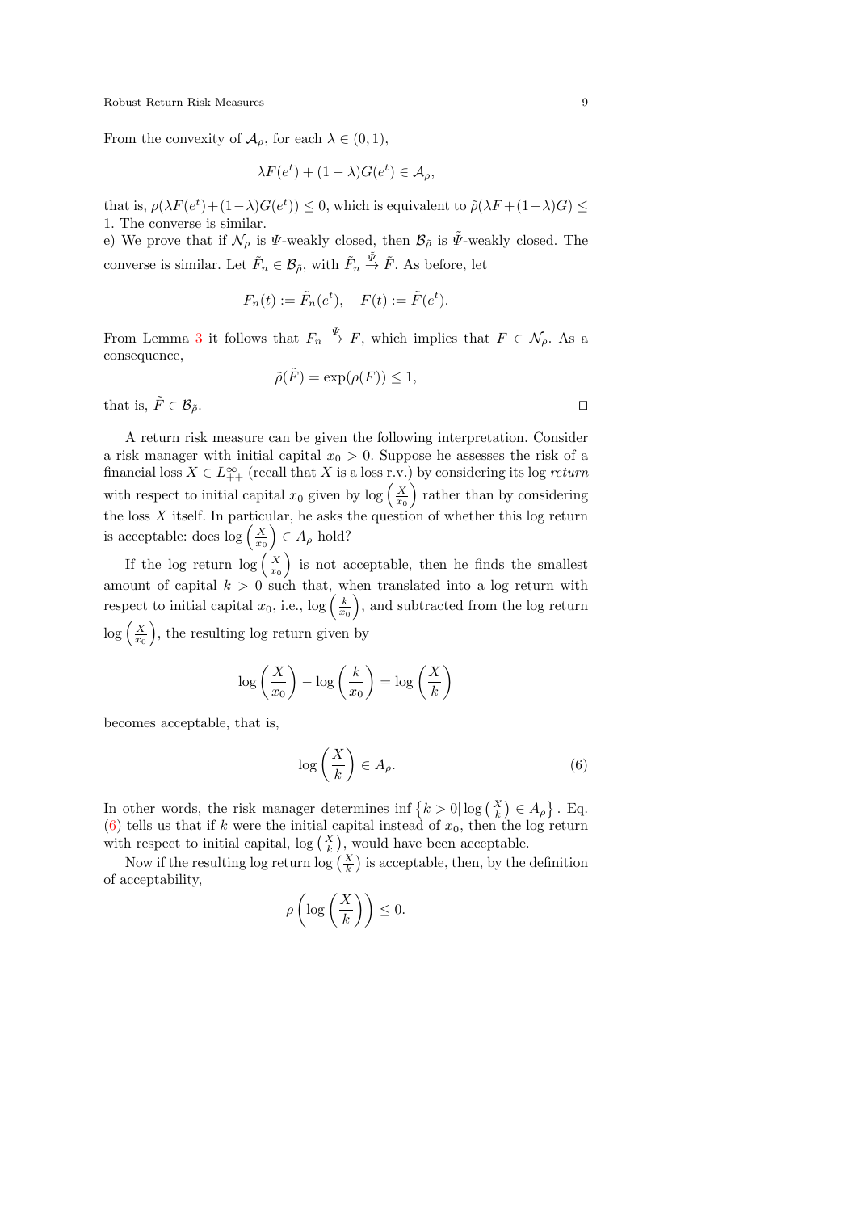From the convexity of $\mathcal{A}_\rho$, for each $\lambda \in (0,1)$,

$$\lambda F(e^t) + (1-\lambda) G(e^t) \in \mathcal{A}_\rho,$$

that is, $\rho(\lambda F(e^t) + (1-\lambda) G(e^t)) \leq 0$, which is equivalent to $\tilde{\rho}(\lambda F + (1-\lambda) G) \leq 1$. The converse is similar.

e) We prove that if $\mathcal{N}_\rho$ is $\Psi$-weakly closed, then $\mathcal{B}_{\tilde{\rho}}$ is $\tilde{\Psi}$-weakly closed. The converse is similar. Let $\tilde{F}_n \in \mathcal{B}_{\tilde{\rho}}$, with $\tilde{F}_n \xrightarrow{\tilde{\Psi}} \tilde{F}$. As before, let

$$F_n(t) := \tilde{F}_n(e^t), \quad F(t) := \tilde{F}(e^t).$$

From Lemma 3 it follows that $F_n \xrightarrow{\Psi} F$, which implies that $F \in \mathcal{N}_\rho$. As a consequence,

$$\tilde{\rho}(\tilde{F}) = \exp(\rho(F)) \leq 1,$$

that is, $\tilde{F} \in \mathcal{B}_{\tilde{\rho}}$. □

A return risk measure can be given the following interpretation. Consider a risk manager with initial capital $x_0 > 0$. Suppose he assesses the risk of a financial loss $X \in L^\infty_{++}$ (recall that $X$ is a loss r.v.) by considering its log *return* with respect to initial capital $x_0$ given by $\log\left(\frac{X}{x_0}\right)$ rather than by considering the loss $X$ itself. In particular, he asks the question of whether this log return is acceptable: does $\log\left(\frac{X}{x_0}\right) \in A_\rho$ hold?

If the log return $\log\left(\frac{X}{x_0}\right)$ is not acceptable, then he finds the smallest amount of capital $k > 0$ such that, when translated into a log return with respect to initial capital $x_0$, i.e., $\log\left(\frac{k}{x_0}\right)$, and subtracted from the log return $\log\left(\frac{X}{x_0}\right)$, the resulting log return given by

$$\log\left(\frac{X}{x_0}\right) - \log\left(\frac{k}{x_0}\right) = \log\left(\frac{X}{k}\right)$$

becomes acceptable, that is,

$$\log\left(\frac{X}{k}\right) \in A_\rho. \tag{6}$$

In other words, the risk manager determines $\inf\left\{k > 0 \middle| \log\left(\frac{X}{k}\right) \in A_\rho\right\}$. Eq. (6) tells us that if $k$ were the initial capital instead of $x_0$, then the log return with respect to initial capital, $\log\left(\frac{X}{k}\right)$, would have been acceptable.

Now if the resulting log return $\log\left(\frac{X}{k}\right)$ is acceptable, then, by the definition of acceptability,

$$\rho\left(\log\left(\frac{X}{k}\right)\right) \leq 0.$$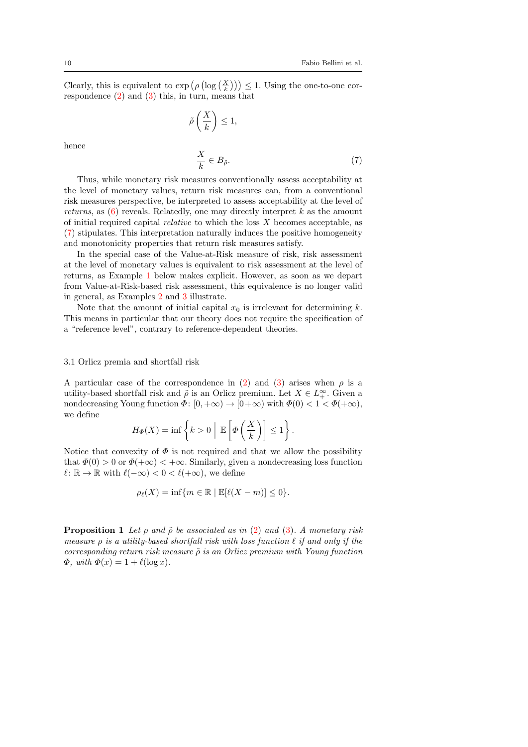Clearly, this is equivalent to $\exp\left(\rho\left(\log\left(\frac{X}{k}\right)\right)\right) \leq 1$. Using the one-to-one correspondence (2) and (3) this, in turn, means that

$$\tilde{\rho}\left(\frac{X}{k}\right) \leq 1,$$

hence

$$\frac{X}{k} \in B_{\tilde{\rho}}. \tag{7}$$

Thus, while monetary risk measures conventionally assess acceptability at the level of monetary values, return risk measures can, from a conventional risk measures perspective, be interpreted to assess acceptability at the level of *returns*, as (6) reveals. Relatedly, one may directly interpret $k$ as the amount of initial required capital *relative* to which the loss $X$ becomes acceptable, as (7) stipulates. This interpretation naturally induces the positive homogeneity and monotonicity properties that return risk measures satisfy.

In the special case of the Value-at-Risk measure of risk, risk assessment at the level of monetary values is equivalent to risk assessment at the level of returns, as Example 1 below makes explicit. However, as soon as we depart from Value-at-Risk-based risk assessment, this equivalence is no longer valid in general, as Examples 2 and 3 illustrate.

Note that the amount of initial capital $x_0$ is irrelevant for determining $k$. This means in particular that our theory does not require the specification of a "reference level", contrary to reference-dependent theories.

### 3.1 Orlicz premia and shortfall risk

A particular case of the correspondence in (2) and (3) arises when $\rho$ is a utility-based shortfall risk and $\tilde{\rho}$ is an Orlicz premium. Let $X \in L_+^\infty$. Given a nondecreasing Young function $\Phi\colon [0, +\infty) \to [0+\infty)$ with $\Phi(0) < 1 < \Phi(+\infty)$, we define

$$H_\Phi(X) = \inf\left\{k > 0 \;\Big|\; \mathbb{E}\left[\Phi\left(\frac{X}{k}\right)\right] \leq 1\right\}.$$

Notice that convexity of $\Phi$ is not required and that we allow the possibility that $\Phi(0) > 0$ or $\Phi(+\infty) < +\infty$. Similarly, given a nondecreasing loss function $\ell\colon \mathbb{R} \to \mathbb{R}$ with $\ell(-\infty) < 0 < \ell(+\infty)$, we define

$$\rho_\ell(X) = \inf\{m \in \mathbb{R} \mid \mathbb{E}[\ell(X - m)] \leq 0\}.$$

**Proposition 1** *Let $\rho$ and $\tilde{\rho}$ be associated as in (2) and (3). A monetary risk measure $\rho$ is a utility-based shortfall risk with loss function $\ell$ if and only if the corresponding return risk measure $\tilde{\rho}$ is an Orlicz premium with Young function $\Phi$, with $\Phi(x) = 1 + \ell(\log x)$.*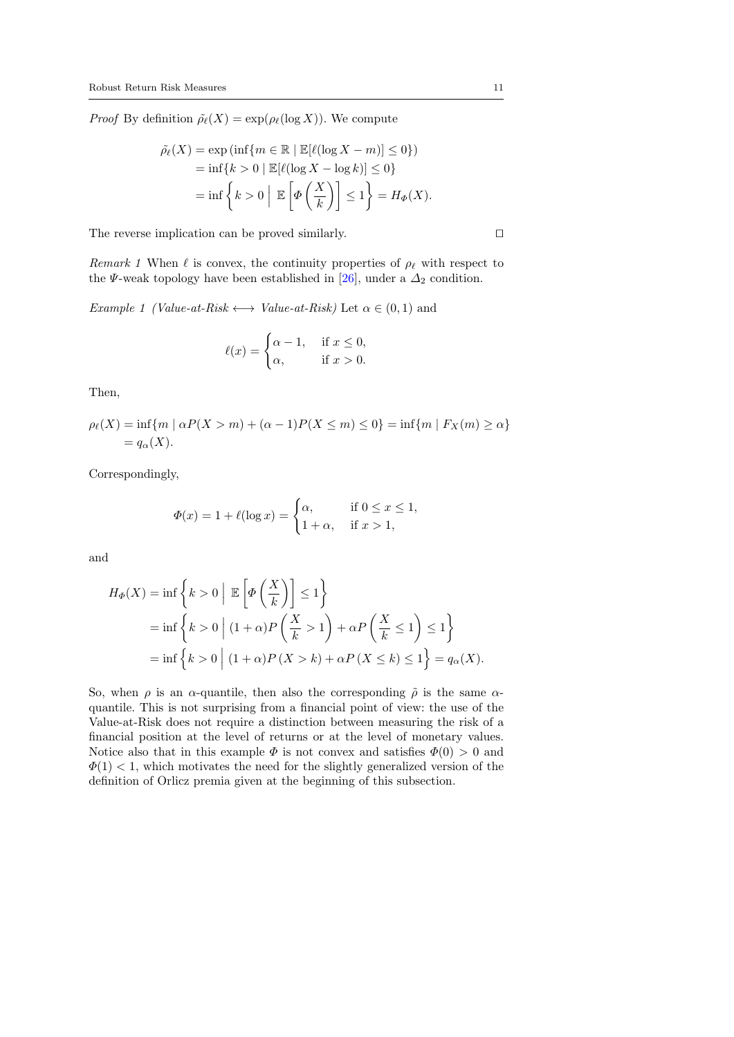*Proof* By definition $\tilde{\rho}_\ell(X) = \exp(\rho_\ell(\log X))$. We compute

$$
\begin{aligned}
\tilde{\rho}_\ell(X) &= \exp\left(\inf\{m \in \mathbb{R} \mid \mathbb{E}[\ell(\log X - m)] \leq 0\}\right) \\
&= \inf\{k > 0 \mid \mathbb{E}[\ell(\log X - \log k)] \leq 0\} \\
&= \inf\left\{k > 0 \;\Big|\; \mathbb{E}\left[\Phi\left(\frac{X}{k}\right)\right] \leq 1\right\} = H_\Phi(X).
\end{aligned}
$$

The reverse implication can be proved similarly. □

*Remark 1* When $\ell$ is convex, the continuity properties of $\rho_\ell$ with respect to the $\Psi$-weak topology have been established in [26], under a $\Delta_2$ condition.

*Example 1 (Value-at-Risk $\longleftrightarrow$ Value-at-Risk)* Let $\alpha \in (0,1)$ and

$$
\ell(x) = \begin{cases} \alpha - 1, & \text{if } x \leq 0, \\ \alpha, & \text{if } x > 0. \end{cases}
$$

Then,

$$
\begin{aligned}
\rho_\ell(X) &= \inf\{m \mid \alpha P(X > m) + (\alpha - 1)P(X \leq m) \leq 0\} = \inf\{m \mid F_X(m) \geq \alpha\} \\
&= q_\alpha(X).
\end{aligned}
$$

Correspondingly,

$$
\Phi(x) = 1 + \ell(\log x) = \begin{cases} \alpha, & \text{if } 0 \leq x \leq 1, \\ 1 + \alpha, & \text{if } x > 1, \end{cases}
$$

and

$$
\begin{aligned}
H_\Phi(X) &= \inf\left\{k > 0 \;\Big|\; \mathbb{E}\left[\Phi\left(\frac{X}{k}\right)\right] \leq 1\right\} \\
&= \inf\left\{k > 0 \;\Big|\; (1+\alpha)P\left(\frac{X}{k} > 1\right) + \alpha P\left(\frac{X}{k} \leq 1\right) \leq 1\right\} \\
&= \inf\left\{k > 0 \;\Big|\; (1+\alpha)P(X > k) + \alpha P(X \leq k) \leq 1\right\} = q_\alpha(X).
\end{aligned}
$$

So, when $\rho$ is an $\alpha$-quantile, then also the corresponding $\tilde{\rho}$ is the same $\alpha$-quantile. This is not surprising from a financial point of view: the use of the Value-at-Risk does not require a distinction between measuring the risk of a financial position at the level of returns or at the level of monetary values. Notice also that in this example $\Phi$ is not convex and satisfies $\Phi(0) > 0$ and $\Phi(1) < 1$, which motivates the need for the slightly generalized version of the definition of Orlicz premia given at the beginning of this subsection.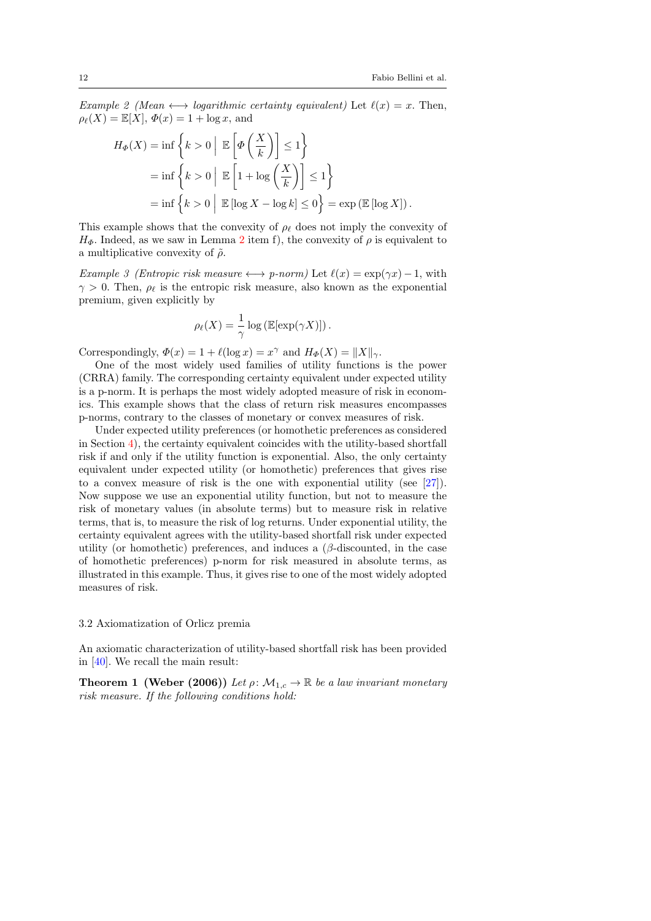*Example 2 (Mean $\longleftrightarrow$ logarithmic certainty equivalent)* Let $\ell(x) = x$. Then, $\rho_\ell(X) = \mathbb{E}[X]$, $\Phi(x) = 1 + \log x$, and

$$
\begin{aligned}
H_\Phi(X) &= \inf \left\{ k > 0 \,\middle|\, \mathbb{E}\left[ \Phi\left( \frac{X}{k} \right) \right] \le 1 \right\} \\
&= \inf \left\{ k > 0 \,\middle|\, \mathbb{E}\left[ 1 + \log\left( \frac{X}{k} \right) \right] \le 1 \right\} \\
&= \inf \left\{ k > 0 \,\middle|\, \mathbb{E}\left[ \log X - \log k \right] \le 0 \right\} = \exp\left( \mathbb{E}\left[ \log X \right] \right).
\end{aligned}
$$

This example shows that the convexity of $\rho_\ell$ does not imply the convexity of $H_\Phi$. Indeed, as we saw in Lemma 2 item f), the convexity of $\rho$ is equivalent to a multiplicative convexity of $\tilde{\rho}$.

*Example 3 (Entropic risk measure $\longleftrightarrow$ p-norm)* Let $\ell(x) = \exp(\gamma x) - 1$, with $\gamma > 0$. Then, $\rho_\ell$ is the entropic risk measure, also known as the exponential premium, given explicitly by

$$
\rho_\ell(X) = \frac{1}{\gamma} \log\left( \mathbb{E}[\exp(\gamma X)] \right).
$$

Correspondingly, $\Phi(x) = 1 + \ell(\log x) = x^\gamma$ and $H_\Phi(X) = \|X\|_\gamma$.

One of the most widely used families of utility functions is the power (CRRA) family. The corresponding certainty equivalent under expected utility is a p-norm. It is perhaps the most widely adopted measure of risk in economics. This example shows that the class of return risk measures encompasses p-norms, contrary to the classes of monetary or convex measures of risk.

Under expected utility preferences (or homothetic preferences as considered in Section 4), the certainty equivalent coincides with the utility-based shortfall risk if and only if the utility function is exponential. Also, the only certainty equivalent under expected utility (or homothetic) preferences that gives rise to a convex measure of risk is the one with exponential utility (see [27]). Now suppose we use an exponential utility function, but not to measure the risk of monetary values (in absolute terms) but to measure risk in relative terms, that is, to measure the risk of log returns. Under exponential utility, the certainty equivalent agrees with the utility-based shortfall risk under expected utility (or homothetic) preferences, and induces a ($\beta$-discounted, in the case of homothetic preferences) p-norm for risk measured in absolute terms, as illustrated in this example. Thus, it gives rise to one of the most widely adopted measures of risk.

### 3.2 Axiomatization of Orlicz premia

An axiomatic characterization of utility-based shortfall risk has been provided in [40]. We recall the main result:

**Theorem 1 (Weber (2006))** *Let $\rho \colon \mathcal{M}_{1,c} \to \mathbb{R}$ be a law invariant monetary risk measure. If the following conditions hold:*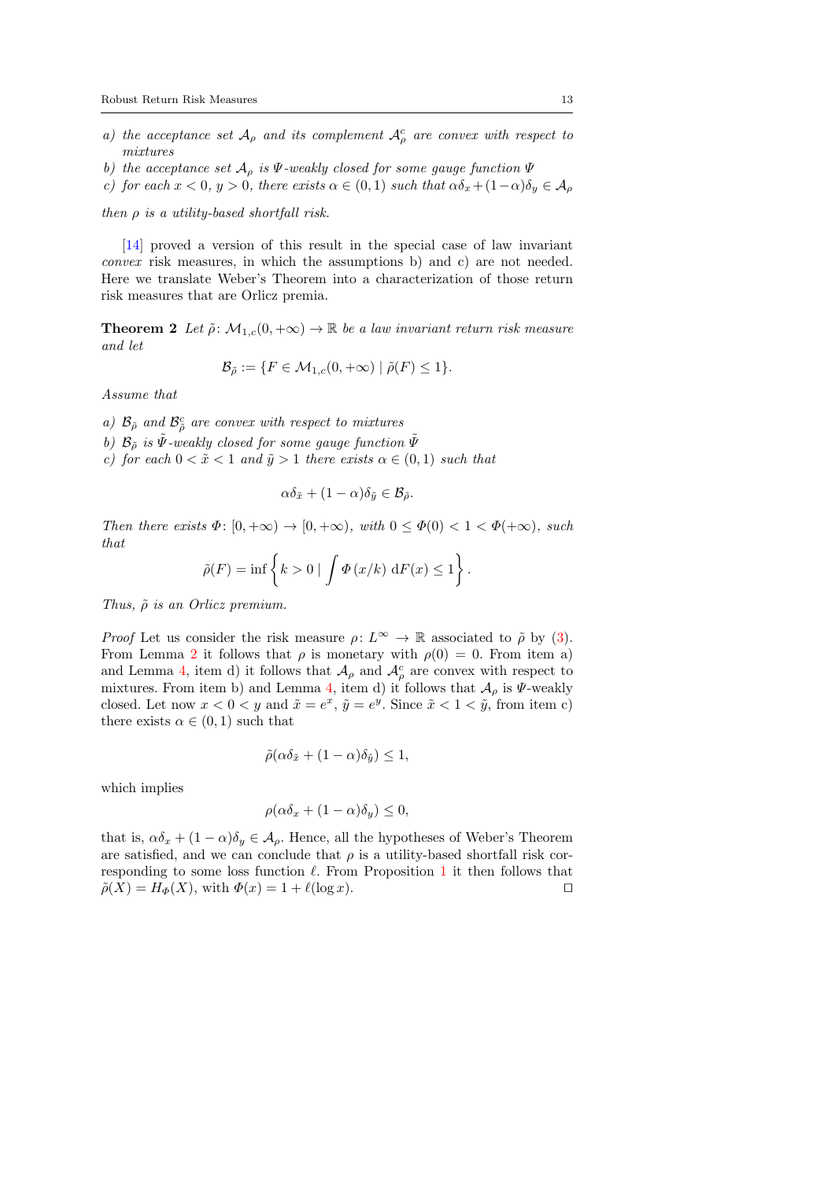*a) the acceptance set $\mathcal{A}_\rho$ and its complement $\mathcal{A}_\rho^c$ are convex with respect to mixtures*

*b) the acceptance set $\mathcal{A}_\rho$ is $\Psi$-weakly closed for some gauge function $\Psi$*

*c) for each $x < 0$, $y > 0$, there exists $\alpha \in (0,1)$ such that $\alpha\delta_x + (1-\alpha)\delta_y \in \mathcal{A}_\rho$*

*then $\rho$ is a utility-based shortfall risk.*

[14] proved a version of this result in the special case of law invariant *convex* risk measures, in which the assumptions b) and c) are not needed. Here we translate Weber's Theorem into a characterization of those return risk measures that are Orlicz premia.

**Theorem 2** *Let $\tilde{\rho}\colon \mathcal{M}_{1,c}(0,+\infty) \to \mathbb{R}$ be a law invariant return risk measure and let*

$$\mathcal{B}_{\tilde{\rho}} := \{F \in \mathcal{M}_{1,c}(0,+\infty) \mid \tilde{\rho}(F) \leq 1\}.$$

*Assume that*

*a) $\mathcal{B}_{\tilde{\rho}}$ and $\mathcal{B}_{\tilde{\rho}}^c$ are convex with respect to mixtures*

*b) $\mathcal{B}_{\tilde{\rho}}$ is $\tilde{\Psi}$-weakly closed for some gauge function $\tilde{\Psi}$*

*c) for each $0 < \tilde{x} < 1$ and $\tilde{y} > 1$ there exists $\alpha \in (0,1)$ such that*

$$\alpha\delta_{\tilde{x}} + (1-\alpha)\delta_{\tilde{y}} \in \mathcal{B}_{\tilde{\rho}}.$$

*Then there exists $\Phi\colon [0,+\infty) \to [0,+\infty)$, with $0 \leq \Phi(0) < 1 < \Phi(+\infty)$, such that*

$$\tilde{\rho}(F) = \inf\left\{k > 0 \mid \int \Phi\left(x/k\right)\, \mathrm{d}F(x) \leq 1\right\}.$$

*Thus, $\tilde{\rho}$ is an Orlicz premium.*

*Proof* Let us consider the risk measure $\rho\colon L^\infty \to \mathbb{R}$ associated to $\tilde{\rho}$ by (3). From Lemma 2 it follows that $\rho$ is monetary with $\rho(0) = 0$. From item a) and Lemma 4, item d) it follows that $\mathcal{A}_\rho$ and $\mathcal{A}_\rho^c$ are convex with respect to mixtures. From item b) and Lemma 4, item d) it follows that $\mathcal{A}_\rho$ is $\Psi$-weakly closed. Let now $x < 0 < y$ and $\tilde{x} = e^x$, $\tilde{y} = e^y$. Since $\tilde{x} < 1 < \tilde{y}$, from item c) there exists $\alpha \in (0,1)$ such that

$$\tilde{\rho}(\alpha\delta_{\tilde{x}} + (1-\alpha)\delta_{\tilde{y}}) \leq 1,$$

which implies

$$\rho(\alpha\delta_x + (1-\alpha)\delta_y) \leq 0,$$

that is, $\alpha\delta_x + (1-\alpha)\delta_y \in \mathcal{A}_\rho$. Hence, all the hypotheses of Weber's Theorem are satisfied, and we can conclude that $\rho$ is a utility-based shortfall risk corresponding to some loss function $\ell$. From Proposition 1 it then follows that $\tilde{\rho}(X) = H_\Phi(X)$, with $\Phi(x) = 1 + \ell(\log x)$. ◻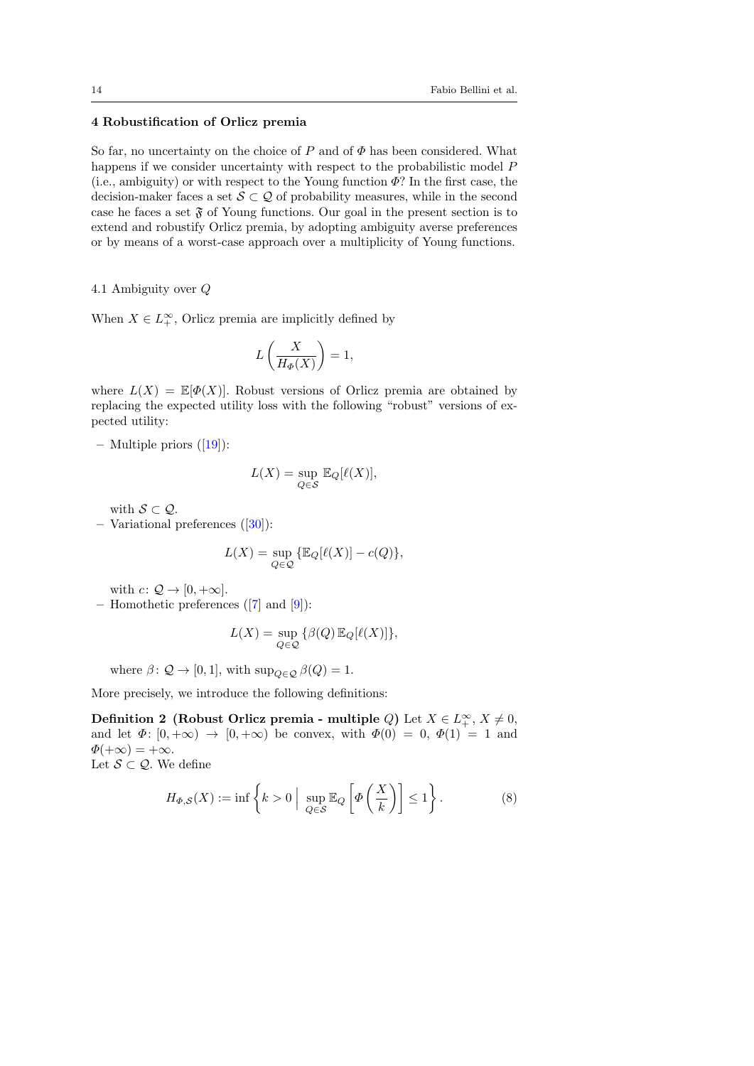## 4 Robustification of Orlicz premia

So far, no uncertainty on the choice of $P$ and of $\Phi$ has been considered. What happens if we consider uncertainty with respect to the probabilistic model $P$ (i.e., ambiguity) or with respect to the Young function $\Phi$? In the first case, the decision-maker faces a set $\mathcal{S} \subset \mathcal{Q}$ of probability measures, while in the second case he faces a set $\mathfrak{F}$ of Young functions. Our goal in the present section is to extend and robustify Orlicz premia, by adopting ambiguity averse preferences or by means of a worst-case approach over a multiplicity of Young functions.

### 4.1 Ambiguity over $Q$

When $X \in L^\infty_+$, Orlicz premia are implicitly defined by

$$L\left(\frac{X}{H_\Phi(X)}\right) = 1,$$

where $L(X) = \mathbb{E}[\Phi(X)]$. Robust versions of Orlicz premia are obtained by replacing the expected utility loss with the following "robust" versions of expected utility:

– Multiple priors ([19]):

$$L(X) = \sup_{Q \in \mathcal{S}} \mathbb{E}_Q[\ell(X)],$$

with $\mathcal{S} \subset \mathcal{Q}$.

– Variational preferences ([30]):

$$L(X) = \sup_{Q \in \mathcal{Q}} \{\mathbb{E}_Q[\ell(X)] - c(Q)\},$$

with $c\colon \mathcal{Q} \to [0, +\infty]$.

– Homothetic preferences ([7] and [9]):

$$L(X) = \sup_{Q \in \mathcal{Q}} \{\beta(Q)\, \mathbb{E}_Q[\ell(X)]\},$$

where $\beta\colon \mathcal{Q} \to [0, 1]$, with $\sup_{Q \in \mathcal{Q}} \beta(Q) = 1$.

More precisely, we introduce the following definitions:

**Definition 2 (Robust Orlicz premia - multiple $Q$)** Let $X \in L^\infty_+$, $X \neq 0$, and let $\Phi\colon [0, +\infty) \to [0, +\infty)$ be convex, with $\Phi(0) = 0$, $\Phi(1) = 1$ and $\Phi(+\infty) = +\infty$.
Let $\mathcal{S} \subset \mathcal{Q}$. We define

$$H_{\Phi,\mathcal{S}}(X) := \inf\left\{k > 0 \;\Big|\; \sup_{Q \in \mathcal{S}} \mathbb{E}_Q\left[\Phi\left(\frac{X}{k}\right)\right] \leq 1\right\}. \tag{8}$$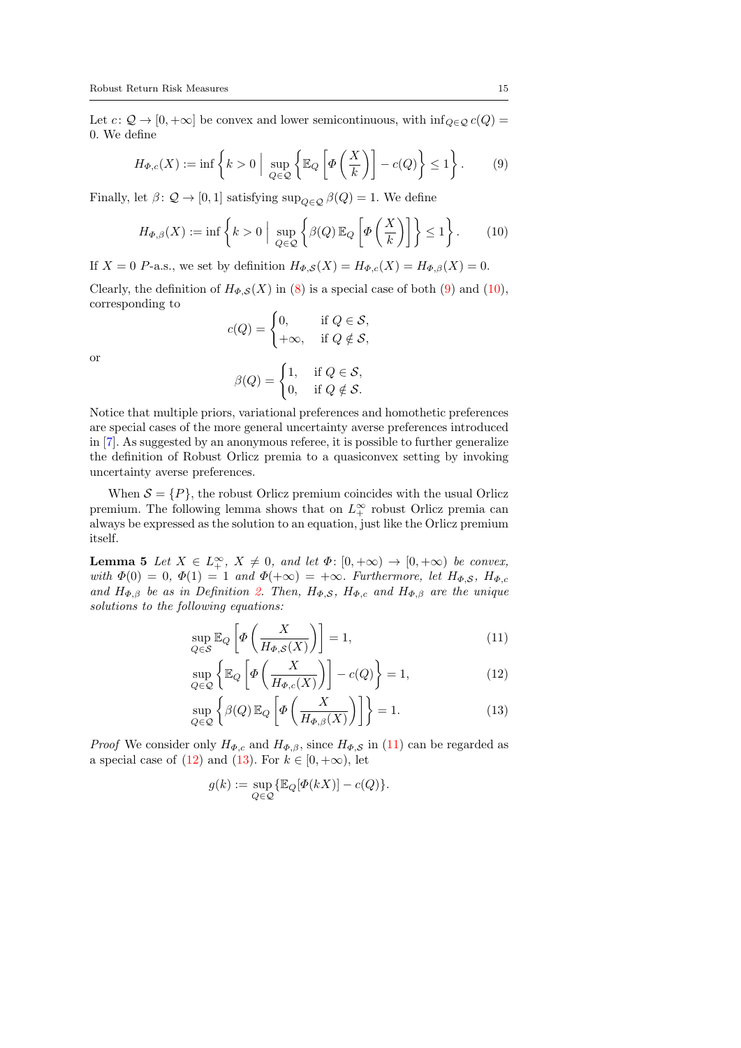Let $c\colon \mathcal{Q} \to [0, +\infty]$ be convex and lower semicontinuous, with $\inf_{Q\in\mathcal{Q}} c(Q) = 0$. We define

$$H_{\Phi,c}(X) := \inf\left\{ k > 0 \;\Big|\; \sup_{Q\in\mathcal{Q}} \left\{ \mathbb{E}_Q\left[\Phi\left(\frac{X}{k}\right)\right] - c(Q)\right\} \leq 1 \right\}. \tag{9}$$

Finally, let $\beta\colon \mathcal{Q} \to [0,1]$ satisfying $\sup_{Q\in\mathcal{Q}} \beta(Q) = 1$. We define

$$H_{\Phi,\beta}(X) := \inf\left\{ k > 0 \;\Big|\; \sup_{Q\in\mathcal{Q}} \left\{ \beta(Q)\,\mathbb{E}_Q\left[\Phi\left(\frac{X}{k}\right)\right]\right\} \leq 1 \right\}. \tag{10}$$

If $X = 0$ $P$-a.s., we set by definition $H_{\Phi,\mathcal{S}}(X) = H_{\Phi,c}(X) = H_{\Phi,\beta}(X) = 0$.

Clearly, the definition of $H_{\Phi,\mathcal{S}}(X)$ in (8) is a special case of both (9) and (10), corresponding to

$$c(Q) = \begin{cases} 0, & \text{if } Q \in \mathcal{S}, \\ +\infty, & \text{if } Q \notin \mathcal{S}, \end{cases}$$

or

$$\beta(Q) = \begin{cases} 1, & \text{if } Q \in \mathcal{S}, \\ 0, & \text{if } Q \notin \mathcal{S}. \end{cases}$$

Notice that multiple priors, variational preferences and homothetic preferences are special cases of the more general uncertainty averse preferences introduced in [7]. As suggested by an anonymous referee, it is possible to further generalize the definition of Robust Orlicz premia to a quasiconvex setting by invoking uncertainty averse preferences.

When $\mathcal{S} = \{P\}$, the robust Orlicz premium coincides with the usual Orlicz premium. The following lemma shows that on $L^\infty_+$ robust Orlicz premia can always be expressed as the solution to an equation, just like the Orlicz premium itself.

**Lemma 5** *Let $X \in L^\infty_+$, $X \neq 0$, and let $\Phi\colon [0,+\infty) \to [0,+\infty)$ be convex, with $\Phi(0) = 0$, $\Phi(1) = 1$ and $\Phi(+\infty) = +\infty$. Furthermore, let $H_{\Phi,\mathcal{S}}$, $H_{\Phi,c}$ and $H_{\Phi,\beta}$ be as in Definition 2. Then, $H_{\Phi,\mathcal{S}}$, $H_{\Phi,c}$ and $H_{\Phi,\beta}$ are the unique solutions to the following equations:*

$$\sup_{Q\in\mathcal{S}} \mathbb{E}_Q\left[\Phi\left(\frac{X}{H_{\Phi,\mathcal{S}}(X)}\right)\right] = 1, \tag{11}$$

$$\sup_{Q\in\mathcal{Q}} \left\{ \mathbb{E}_Q\left[\Phi\left(\frac{X}{H_{\Phi,c}(X)}\right)\right] - c(Q)\right\} = 1, \tag{12}$$

$$\sup_{Q\in\mathcal{Q}} \left\{ \beta(Q)\,\mathbb{E}_Q\left[\Phi\left(\frac{X}{H_{\Phi,\beta}(X)}\right)\right]\right\} = 1. \tag{13}$$

*Proof* We consider only $H_{\Phi,c}$ and $H_{\Phi,\beta}$, since $H_{\Phi,\mathcal{S}}$ in (11) can be regarded as a special case of (12) and (13). For $k \in [0, +\infty)$, let

$$g(k) := \sup_{Q\in\mathcal{Q}} \{\mathbb{E}_Q[\Phi(kX)] - c(Q)\}.$$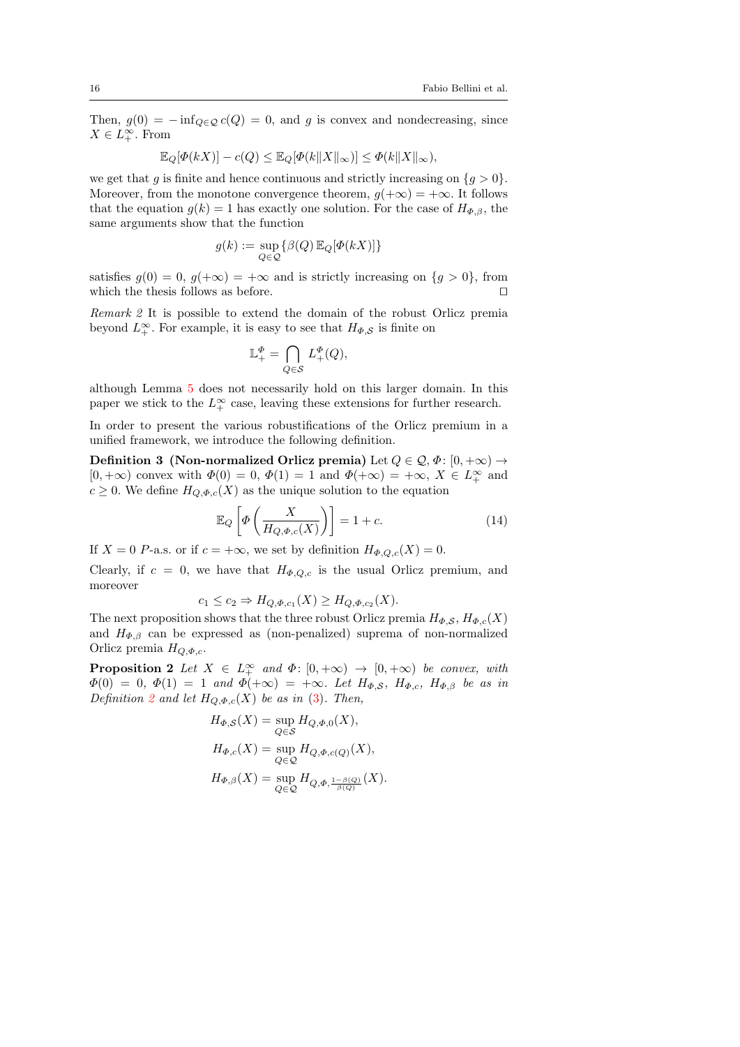Then, $g(0) = -\inf_{Q\in\mathcal{Q}} c(Q) = 0$, and $g$ is convex and nondecreasing, since $X \in L^\infty_+$. From

$$\mathbb{E}_Q[\Phi(kX)] - c(Q) \leq \mathbb{E}_Q[\Phi(k\|X\|_\infty)] \leq \Phi(k\|X\|_\infty),$$

we get that $g$ is finite and hence continuous and strictly increasing on $\{g > 0\}$. Moreover, from the monotone convergence theorem, $g(+\infty) = +\infty$. It follows that the equation $g(k) = 1$ has exactly one solution. For the case of $H_{\Phi,\beta}$, the same arguments show that the function

$$g(k) := \sup_{Q\in\mathcal{Q}} \{\beta(Q)\, \mathbb{E}_Q[\Phi(kX)]\}$$

satisfies $g(0) = 0$, $g(+\infty) = +\infty$ and is strictly increasing on $\{g > 0\}$, from which the thesis follows as before. □

*Remark 2* It is possible to extend the domain of the robust Orlicz premia beyond $L^\infty_+$. For example, it is easy to see that $H_{\Phi,\mathcal{S}}$ is finite on

$$\mathbb{L}^\Phi_+ = \bigcap_{Q\in\mathcal{S}} L^\Phi_+(Q),$$

although Lemma 5 does not necessarily hold on this larger domain. In this paper we stick to the $L^\infty_+$ case, leaving these extensions for further research.

In order to present the various robustifications of the Orlicz premium in a unified framework, we introduce the following definition.

**Definition 3 (Non-normalized Orlicz premia)** Let $Q \in \mathcal{Q}$, $\Phi\colon [0, +\infty) \to [0, +\infty)$ convex with $\Phi(0) = 0$, $\Phi(1) = 1$ and $\Phi(+\infty) = +\infty$, $X \in L^\infty_+$ and $c \geq 0$. We define $H_{Q,\Phi,c}(X)$ as the unique solution to the equation

$$\mathbb{E}_Q\left[\Phi\left(\frac{X}{H_{Q,\Phi,c}(X)}\right)\right] = 1 + c. \tag{14}$$

If $X = 0$ $P$-a.s. or if $c = +\infty$, we set by definition $H_{\Phi,Q,c}(X) = 0$.

Clearly, if $c = 0$, we have that $H_{\Phi,Q,c}$ is the usual Orlicz premium, and moreover

$$c_1 \leq c_2 \Rightarrow H_{Q,\Phi,c_1}(X) \geq H_{Q,\Phi,c_2}(X).$$

The next proposition shows that the three robust Orlicz premia $H_{\Phi,\mathcal{S}}$, $H_{\Phi,c}(X)$ and $H_{\Phi,\beta}$ can be expressed as (non-penalized) suprema of non-normalized Orlicz premia $H_{Q,\Phi,c}$.

**Proposition 2** *Let $X \in L^\infty_+$ and $\Phi\colon [0, +\infty) \to [0, +\infty)$ be convex, with $\Phi(0) = 0$, $\Phi(1) = 1$ and $\Phi(+\infty) = +\infty$. Let $H_{\Phi,\mathcal{S}}$, $H_{\Phi,c}$, $H_{\Phi,\beta}$ be as in Definition 2 and let $H_{Q,\Phi,c}(X)$ be as in (3). Then,*

$$H_{\Phi,\mathcal{S}}(X) = \sup_{Q\in\mathcal{S}} H_{Q,\Phi,0}(X),$$

$$H_{\Phi,c}(X) = \sup_{Q\in\mathcal{Q}} H_{Q,\Phi,c(Q)}(X),$$

$$H_{\Phi,\beta}(X) = \sup_{Q\in\mathcal{Q}} H_{Q,\Phi,\frac{1-\beta(Q)}{\beta(Q)}}(X).$$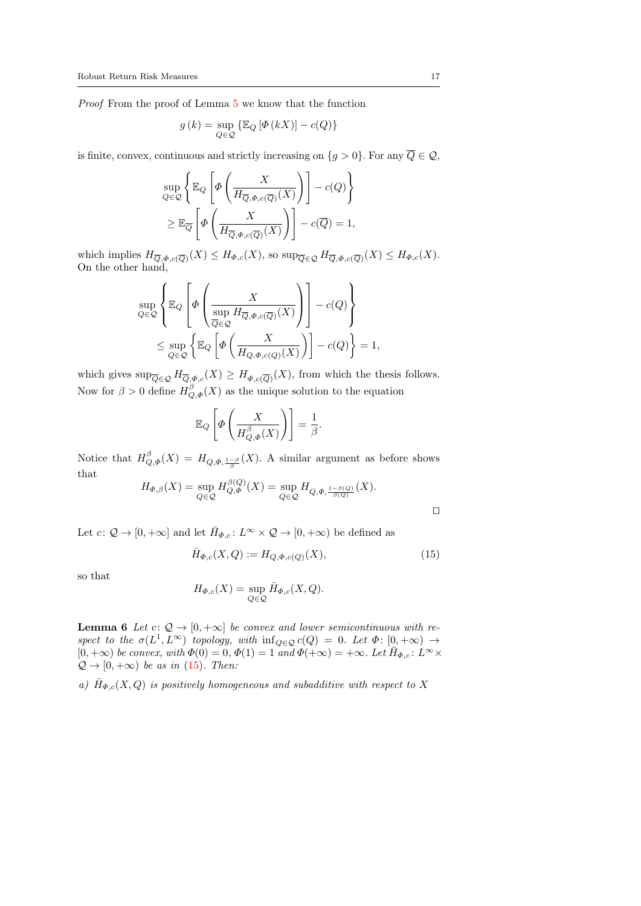*Proof* From the proof of Lemma 5 we know that the function

$$g(k) = \sup_{Q \in \mathcal{Q}} \{\mathbb{E}_Q [\Phi(kX)] - c(Q)\}$$

is finite, convex, continuous and strictly increasing on $\{g > 0\}$. For any $\overline{Q} \in \mathcal{Q}$,

$$\sup_{Q \in \mathcal{Q}} \left\{ \mathbb{E}_Q \left[ \Phi \left( \frac{X}{H_{\overline{Q},\Phi,c(\overline{Q})}(X)} \right) \right] - c(Q) \right\}$$
$$\geq \mathbb{E}_{\overline{Q}} \left[ \Phi \left( \frac{X}{H_{\overline{Q},\Phi,c(\overline{Q})}(X)} \right) \right] - c(\overline{Q}) = 1,$$

which implies $H_{\overline{Q},\Phi,c(\overline{Q})}(X) \leq H_{\Phi,c}(X)$, so $\sup_{\overline{Q} \in \mathcal{Q}} H_{\overline{Q},\Phi,c(\overline{Q})}(X) \leq H_{\Phi,c}(X)$. On the other hand,

$$\sup_{Q \in \mathcal{Q}} \left\{ \mathbb{E}_Q \left[ \Phi \left( \frac{X}{\sup_{\overline{Q} \in \mathcal{Q}} H_{\overline{Q},\Phi,c(\overline{Q})}(X)} \right) \right] - c(Q) \right\}$$
$$\leq \sup_{Q \in \mathcal{Q}} \left\{ \mathbb{E}_Q \left[ \Phi \left( \frac{X}{H_{Q,\Phi,c(Q)}(X)} \right) \right] - c(Q) \right\} = 1,$$

which gives $\sup_{\overline{Q} \in \mathcal{Q}} H_{\overline{Q},\Phi,c}(X) \geq H_{\Phi,c(\overline{Q})}(X)$, from which the thesis follows. Now for $\beta > 0$ define $H^{\beta}_{Q,\Phi}(X)$ as the unique solution to the equation

$$\mathbb{E}_Q \left[ \Phi \left( \frac{X}{H^{\beta}_{Q,\Phi}(X)} \right) \right] = \frac{1}{\beta}.$$

Notice that $H^{\beta}_{Q,\Phi}(X) = H_{Q,\Phi,\frac{1-\beta}{\beta}}(X)$. A similar argument as before shows that

$$H_{\Phi,\beta}(X) = \sup_{Q \in \mathcal{Q}} H^{\beta(Q)}_{Q,\Phi}(X) = \sup_{Q \in \mathcal{Q}} H_{Q,\Phi,\frac{1-\beta(Q)}{\beta(Q)}}(X).$$

□

Let $c \colon \mathcal{Q} \to [0, +\infty]$ and let $\bar{H}_{\Phi,c} \colon L^{\infty} \times \mathcal{Q} \to [0, +\infty)$ be defined as

$$\bar{H}_{\Phi,c}(X, Q) := H_{Q,\Phi,c(Q)}(X), \tag{15}$$

so that

$$H_{\Phi,c}(X) = \sup_{Q \in \mathcal{Q}} \bar{H}_{\Phi,c}(X, Q).$$

**Lemma 6** *Let $c \colon \mathcal{Q} \to [0, +\infty]$ be convex and lower semicontinuous with respect to the $\sigma(L^1, L^{\infty})$ topology, with $\inf_{Q \in \mathcal{Q}} c(Q) = 0$. Let $\Phi \colon [0, +\infty) \to [0, +\infty)$ be convex, with $\Phi(0) = 0$, $\Phi(1) = 1$ and $\Phi(+\infty) = +\infty$. Let $\bar{H}_{\Phi,c} \colon L^{\infty} \times \mathcal{Q} \to [0, +\infty)$ be as in (15). Then:*

*a) $\bar{H}_{\Phi,c}(X, Q)$ is positively homogeneous and subadditive with respect to $X$*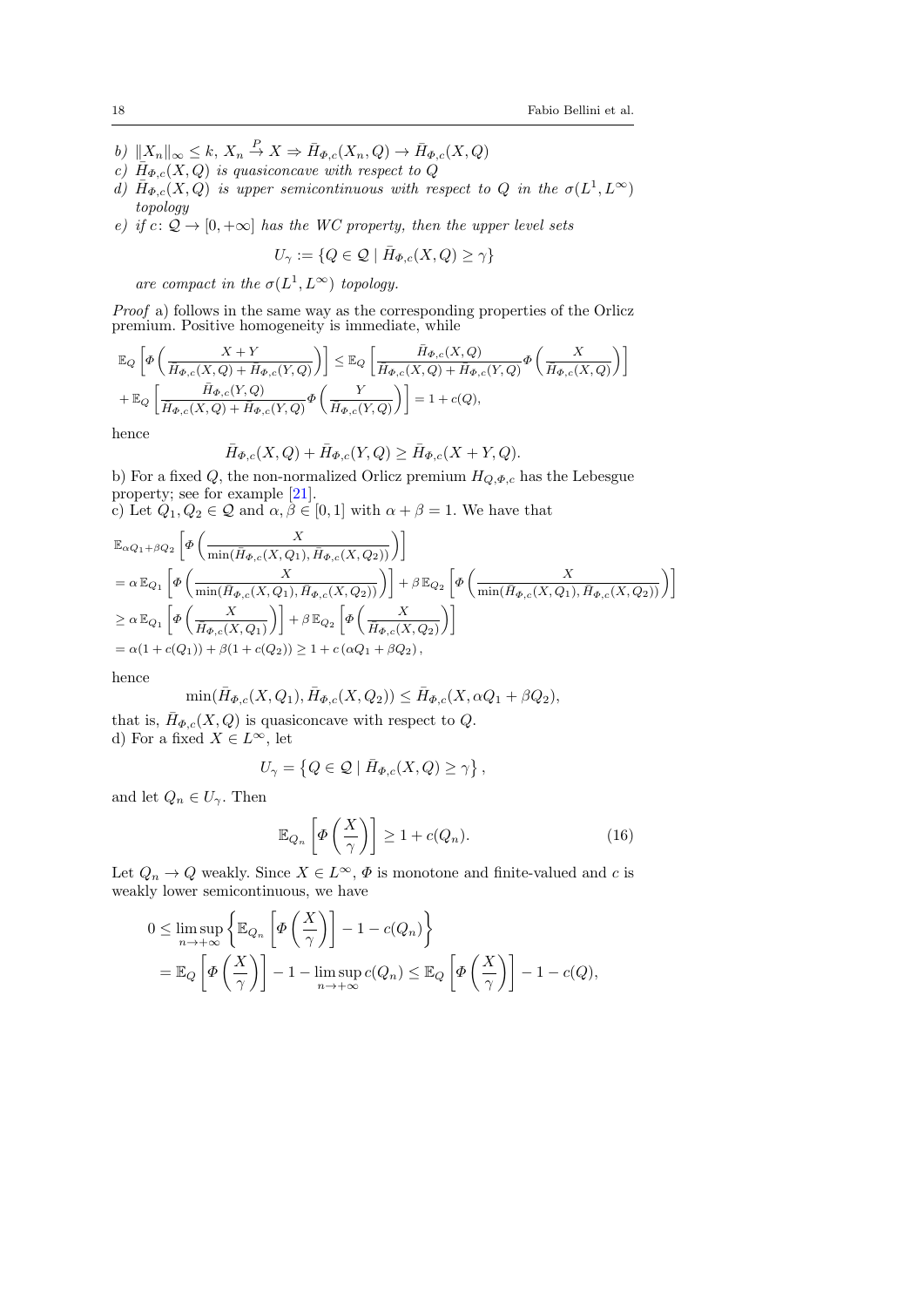*b)* $\|X_n\|_\infty \le k$, $X_n \xrightarrow{P} X \Rightarrow \bar{H}_{\Phi,c}(X_n,Q) \to \bar{H}_{\Phi,c}(X,Q)$

*c)* $\bar{H}_{\Phi,c}(X,Q)$ *is quasiconcave with respect to* $Q$

*d)* $\bar{H}_{\Phi,c}(X,Q)$ *is upper semicontinuous with respect to* $Q$ *in the* $\sigma(L^1,L^\infty)$ *topology*

*e) if* $c\colon \mathcal{Q} \to [0,+\infty]$ *has the WC property, then the upper level sets*

$$U_\gamma := \{Q \in \mathcal{Q} \mid \bar{H}_{\Phi,c}(X,Q) \ge \gamma\}$$

*are compact in the* $\sigma(L^1,L^\infty)$ *topology.*

*Proof* a) follows in the same way as the corresponding properties of the Orlicz premium. Positive homogeneity is immediate, while

$$\mathbb{E}_Q\left[\Phi\left(\frac{X+Y}{\bar{H}_{\Phi,c}(X,Q)+\bar{H}_{\Phi,c}(Y,Q)}\right)\right] \le \mathbb{E}_Q\left[\frac{\bar{H}_{\Phi,c}(X,Q)}{\bar{H}_{\Phi,c}(X,Q)+\bar{H}_{\Phi,c}(Y,Q)}\Phi\left(\frac{X}{\bar{H}_{\Phi,c}(X,Q)}\right)\right]$$
$$+\,\mathbb{E}_Q\left[\frac{\bar{H}_{\Phi,c}(Y,Q)}{\bar{H}_{\Phi,c}(X,Q)+\bar{H}_{\Phi,c}(Y,Q)}\Phi\left(\frac{Y}{\bar{H}_{\Phi,c}(Y,Q)}\right)\right] = 1 + c(Q),$$

hence

$$\bar{H}_{\Phi,c}(X,Q) + \bar{H}_{\Phi,c}(Y,Q) \ge \bar{H}_{\Phi,c}(X+Y,Q).$$

b) For a fixed $Q$, the non-normalized Orlicz premium $H_{Q,\Phi,c}$ has the Lebesgue property; see for example [21].

c) Let $Q_1, Q_2 \in \mathcal{Q}$ and $\alpha, \beta \in [0,1]$ with $\alpha + \beta = 1$. We have that

$$\mathbb{E}_{\alpha Q_1+\beta Q_2}\left[\Phi\left(\frac{X}{\min(\bar{H}_{\Phi,c}(X,Q_1),\bar{H}_{\Phi,c}(X,Q_2))}\right)\right]$$
$$= \alpha\,\mathbb{E}_{Q_1}\left[\Phi\left(\frac{X}{\min(\bar{H}_{\Phi,c}(X,Q_1),\bar{H}_{\Phi,c}(X,Q_2))}\right)\right] + \beta\,\mathbb{E}_{Q_2}\left[\Phi\left(\frac{X}{\min(\bar{H}_{\Phi,c}(X,Q_1),\bar{H}_{\Phi,c}(X,Q_2))}\right)\right]$$
$$\ge \alpha\,\mathbb{E}_{Q_1}\left[\Phi\left(\frac{X}{\bar{H}_{\Phi,c}(X,Q_1)}\right)\right] + \beta\,\mathbb{E}_{Q_2}\left[\Phi\left(\frac{X}{\bar{H}_{\Phi,c}(X,Q_2)}\right)\right]$$
$$= \alpha(1+c(Q_1)) + \beta(1+c(Q_2)) \ge 1 + c\,(\alpha Q_1 + \beta Q_2),$$

hence

$$\min(\bar{H}_{\Phi,c}(X,Q_1),\bar{H}_{\Phi,c}(X,Q_2)) \le \bar{H}_{\Phi,c}(X,\alpha Q_1+\beta Q_2),$$

that is, $\bar{H}_{\Phi,c}(X,Q)$ is quasiconcave with respect to $Q$.

d) For a fixed $X \in L^\infty$, let

$$U_\gamma = \left\{Q \in \mathcal{Q} \mid \bar{H}_{\Phi,c}(X,Q) \ge \gamma\right\},$$

and let $Q_n \in U_\gamma$. Then

$$\mathbb{E}_{Q_n}\left[\Phi\left(\frac{X}{\gamma}\right)\right] \ge 1 + c(Q_n). \tag{16}$$

Let $Q_n \to Q$ weakly. Since $X \in L^\infty$, $\Phi$ is monotone and finite-valued and $c$ is weakly lower semicontinuous, we have

$$0 \le \limsup_{n\to+\infty}\left\{\mathbb{E}_{Q_n}\left[\Phi\left(\frac{X}{\gamma}\right)\right] - 1 - c(Q_n)\right\}$$
$$= \mathbb{E}_Q\left[\Phi\left(\frac{X}{\gamma}\right)\right] - 1 - \limsup_{n\to+\infty} c(Q_n) \le \mathbb{E}_Q\left[\Phi\left(\frac{X}{\gamma}\right)\right] - 1 - c(Q),$$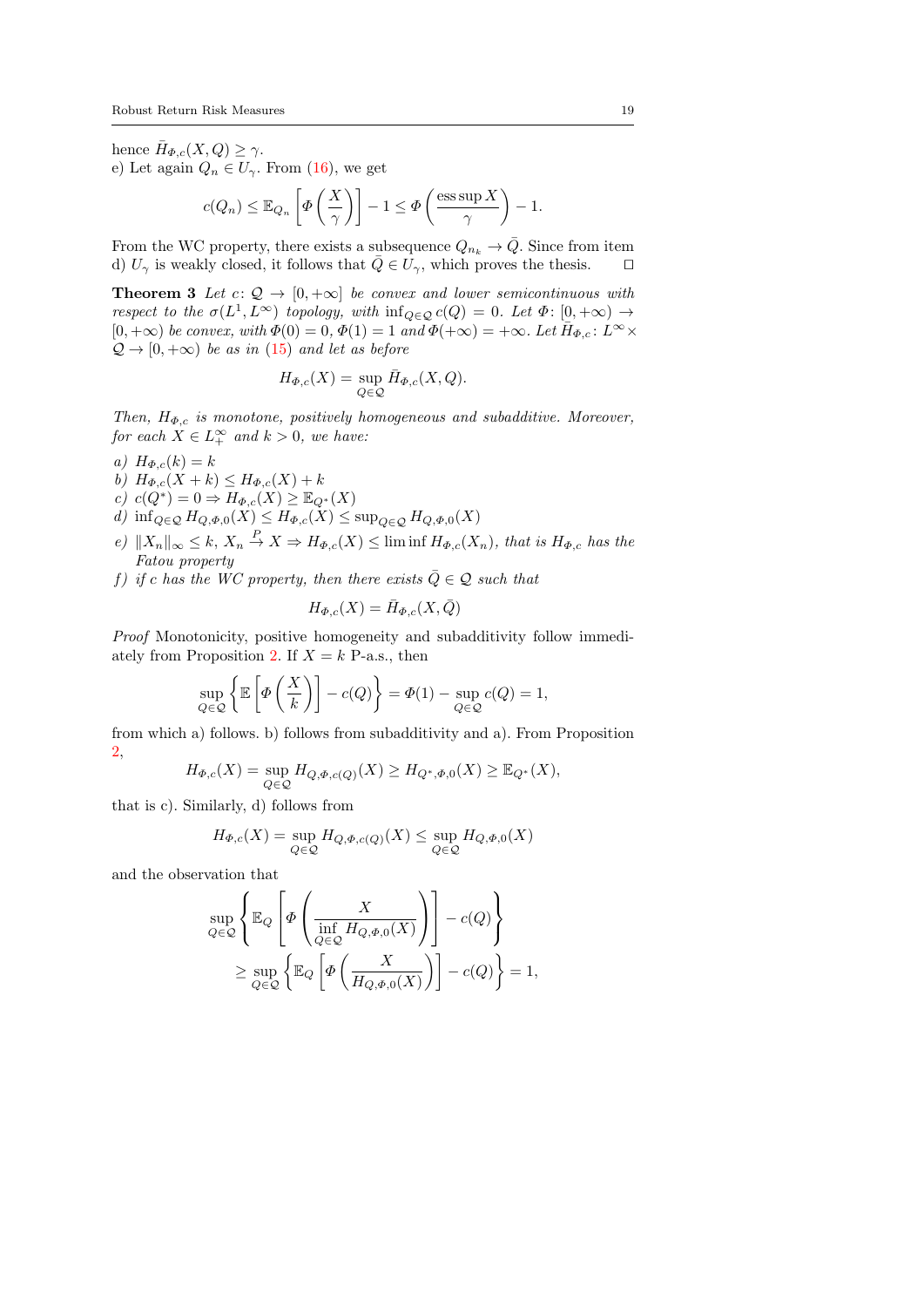hence $\bar{H}_{\Phi,c}(X,Q) \geq \gamma$.
e) Let again $Q_n \in U_\gamma$. From (16), we get

$$c(Q_n) \leq \mathbb{E}_{Q_n}\left[\Phi\left(\frac{X}{\gamma}\right)\right] - 1 \leq \Phi\left(\frac{\operatorname{ess\,sup} X}{\gamma}\right) - 1.$$

From the WC property, there exists a subsequence $Q_{n_k} \to \bar{Q}$. Since from item d) $U_\gamma$ is weakly closed, it follows that $\bar{Q} \in U_\gamma$, which proves the thesis. $\square$

**Theorem 3** *Let $c\colon \mathcal{Q} \to [0,+\infty]$ be convex and lower semicontinuous with respect to the $\sigma(L^1, L^\infty)$ topology, with $\inf_{Q\in\mathcal{Q}} c(Q) = 0$. Let $\Phi\colon [0,+\infty) \to [0,+\infty)$ be convex, with $\Phi(0) = 0$, $\Phi(1) = 1$ and $\Phi(+\infty) = +\infty$. Let $\bar{H}_{\Phi,c}\colon L^\infty \times \mathcal{Q} \to [0,+\infty)$ be as in (15) and let as before*

$$H_{\Phi,c}(X) = \sup_{Q\in\mathcal{Q}} \bar{H}_{\Phi,c}(X,Q).$$

*Then, $H_{\Phi,c}$ is monotone, positively homogeneous and subadditive. Moreover, for each $X \in L^\infty_+$ and $k > 0$, we have:*

*a)* $H_{\Phi,c}(k) = k$
*b)* $H_{\Phi,c}(X + k) \leq H_{\Phi,c}(X) + k$
*c)* $c(Q^*) = 0 \Rightarrow H_{\Phi,c}(X) \geq \mathbb{E}_{Q^*}(X)$
*d)* $\inf_{Q\in\mathcal{Q}} H_{Q,\Phi,0}(X) \leq H_{\Phi,c}(X) \leq \sup_{Q\in\mathcal{Q}} H_{Q,\Phi,0}(X)$
*e)* $\|X_n\|_\infty \leq k$, $X_n \xrightarrow{P} X \Rightarrow H_{\Phi,c}(X) \leq \liminf H_{\Phi,c}(X_n)$*, that is $H_{\Phi,c}$ has the Fatou property*
*f) if $c$ has the WC property, then there exists $\bar{Q} \in \mathcal{Q}$ such that*

$$H_{\Phi,c}(X) = \bar{H}_{\Phi,c}(X,\bar{Q})$$

*Proof* Monotonicity, positive homogeneity and subadditivity follow immediately from Proposition 2. If $X = k$ P-a.s., then

$$\sup_{Q\in\mathcal{Q}}\left\{\mathbb{E}\left[\Phi\left(\frac{X}{k}\right)\right] - c(Q)\right\} = \Phi(1) - \sup_{Q\in\mathcal{Q}} c(Q) = 1,$$

from which a) follows. b) follows from subadditivity and a). From Proposition 2,

$$H_{\Phi,c}(X) = \sup_{Q\in\mathcal{Q}} H_{Q,\Phi,c(Q)}(X) \geq H_{Q^*,\Phi,0}(X) \geq \mathbb{E}_{Q^*}(X),$$

that is c). Similarly, d) follows from

$$H_{\Phi,c}(X) = \sup_{Q\in\mathcal{Q}} H_{Q,\Phi,c(Q)}(X) \leq \sup_{Q\in\mathcal{Q}} H_{Q,\Phi,0}(X)$$

and the observation that

$$\sup_{Q\in\mathcal{Q}}\left\{\mathbb{E}_Q\left[\Phi\left(\frac{X}{\inf\limits_{Q\in\mathcal{Q}} H_{Q,\Phi,0}(X)}\right)\right] - c(Q)\right\}$$
$$\geq \sup_{Q\in\mathcal{Q}}\left\{\mathbb{E}_Q\left[\Phi\left(\frac{X}{H_{Q,\Phi,0}(X)}\right)\right] - c(Q)\right\} = 1,$$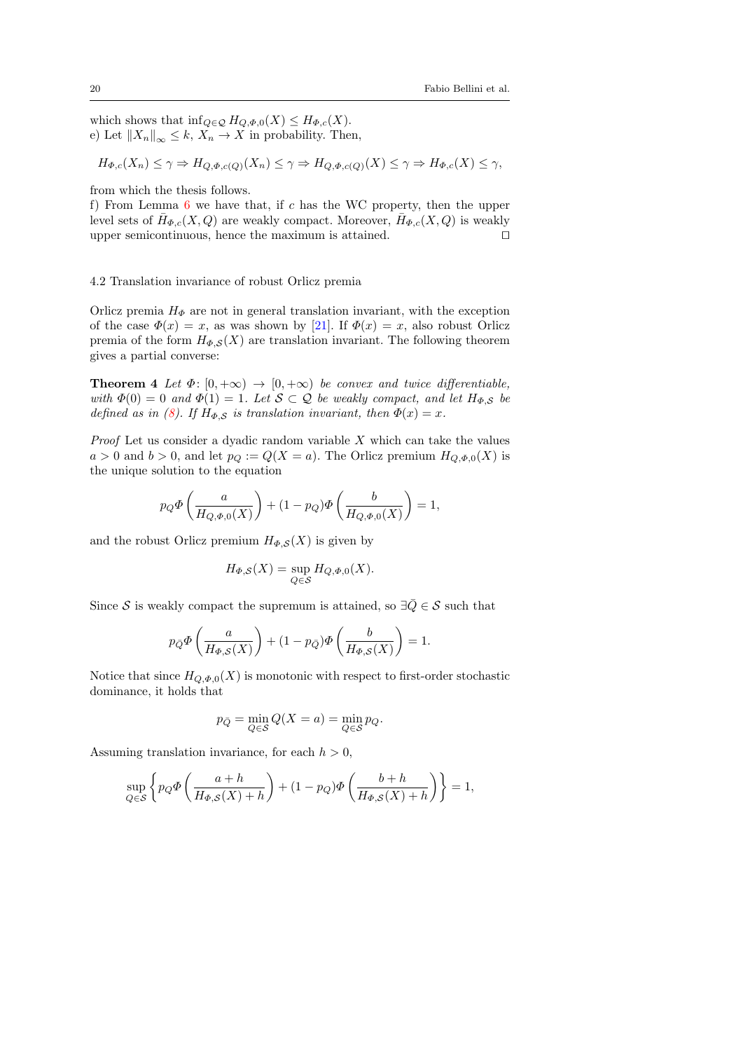which shows that $\inf_{Q \in \mathcal{Q}} H_{Q,\Phi,0}(X) \leq H_{\Phi,c}(X)$.
e) Let $\|X_n\|_\infty \leq k$, $X_n \to X$ in probability. Then,

$$H_{\Phi,c}(X_n) \leq \gamma \Rightarrow H_{Q,\Phi,c(Q)}(X_n) \leq \gamma \Rightarrow H_{Q,\Phi,c(Q)}(X) \leq \gamma \Rightarrow H_{\Phi,c}(X) \leq \gamma,$$

from which the thesis follows.
f) From Lemma 6 we have that, if $c$ has the WC property, then the upper level sets of $\bar{H}_{\Phi,c}(X,Q)$ are weakly compact. Moreover, $\bar{H}_{\Phi,c}(X,Q)$ is weakly upper semicontinuous, hence the maximum is attained. □

### 4.2 Translation invariance of robust Orlicz premia

Orlicz premia $H_\Phi$ are not in general translation invariant, with the exception of the case $\Phi(x) = x$, as was shown by [21]. If $\Phi(x) = x$, also robust Orlicz premia of the form $H_{\Phi,\mathcal{S}}(X)$ are translation invariant. The following theorem gives a partial converse:

**Theorem 4** *Let $\Phi \colon [0, +\infty) \to [0, +\infty)$ be convex and twice differentiable, with $\Phi(0) = 0$ and $\Phi(1) = 1$. Let $\mathcal{S} \subset \mathcal{Q}$ be weakly compact, and let $H_{\Phi,\mathcal{S}}$ be defined as in (8). If $H_{\Phi,\mathcal{S}}$ is translation invariant, then $\Phi(x) = x$.*

*Proof* Let us consider a dyadic random variable $X$ which can take the values $a > 0$ and $b > 0$, and let $p_Q := Q(X = a)$. The Orlicz premium $H_{Q,\Phi,0}(X)$ is the unique solution to the equation

$$p_Q \Phi\left(\frac{a}{H_{Q,\Phi,0}(X)}\right) + (1 - p_Q)\Phi\left(\frac{b}{H_{Q,\Phi,0}(X)}\right) = 1,$$

and the robust Orlicz premium $H_{\Phi,\mathcal{S}}(X)$ is given by

$$H_{\Phi,\mathcal{S}}(X) = \sup_{Q \in \mathcal{S}} H_{Q,\Phi,0}(X).$$

Since $\mathcal{S}$ is weakly compact the supremum is attained, so $\exists \bar{Q} \in \mathcal{S}$ such that

$$p_{\bar{Q}} \Phi\left(\frac{a}{H_{\Phi,\mathcal{S}}(X)}\right) + (1 - p_{\bar{Q}})\Phi\left(\frac{b}{H_{\Phi,\mathcal{S}}(X)}\right) = 1.$$

Notice that since $H_{Q,\Phi,0}(X)$ is monotonic with respect to first-order stochastic dominance, it holds that

$$p_{\bar{Q}} = \min_{Q \in \mathcal{S}} Q(X = a) = \min_{Q \in \mathcal{S}} p_Q.$$

Assuming translation invariance, for each $h > 0$,

$$\sup_{Q \in \mathcal{S}} \left\{ p_Q \Phi\left(\frac{a+h}{H_{\Phi,\mathcal{S}}(X) + h}\right) + (1 - p_Q)\Phi\left(\frac{b+h}{H_{\Phi,\mathcal{S}}(X) + h}\right) \right\} = 1,$$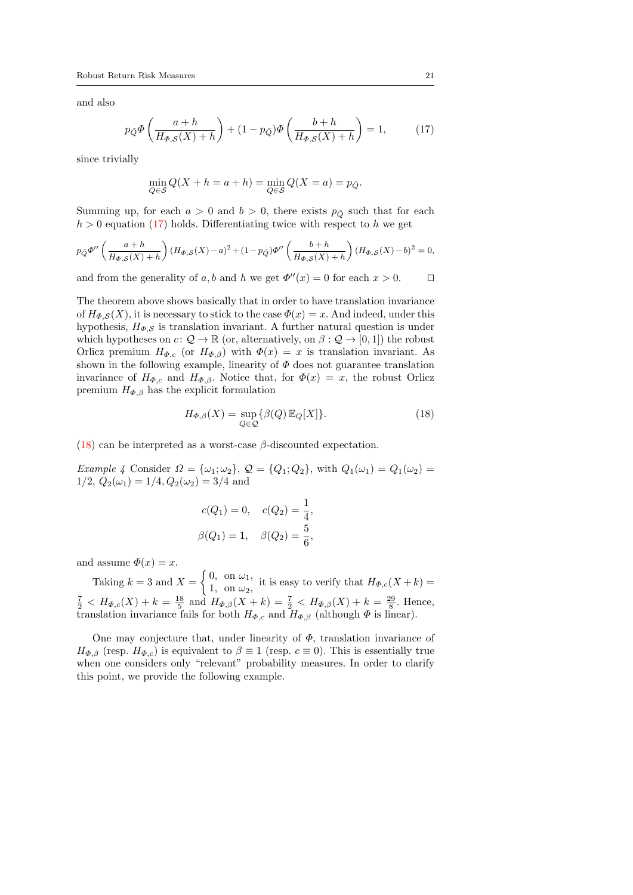and also

$$p_{\bar{Q}}\Phi\left(\frac{a+h}{H_{\Phi,\mathcal{S}}(X)+h}\right)+(1-p_{\bar{Q}})\Phi\left(\frac{b+h}{H_{\Phi,\mathcal{S}}(X)+h}\right)=1, \tag{17}$$

since trivially

$$\min_{Q\in\mathcal{S}} Q(X+h=a+h)=\min_{Q\in\mathcal{S}} Q(X=a)=p_{\bar{Q}}.$$

Summing up, for each $a>0$ and $b>0$, there exists $p_{\bar{Q}}$ such that for each $h>0$ equation (17) holds. Differentiating twice with respect to $h$ we get

$$p_{\bar{Q}}\Phi''\left(\frac{a+h}{H_{\Phi,\mathcal{S}}(X)+h}\right)(H_{\Phi,\mathcal{S}}(X)-a)^2+(1-p_{\bar{Q}})\Phi''\left(\frac{b+h}{H_{\Phi,\mathcal{S}}(X)+h}\right)(H_{\Phi,\mathcal{S}}(X)-b)^2=0,$$

and from the generality of $a, b$ and $h$ we get $\Phi''(x)=0$ for each $x>0$. $\square$

The theorem above shows basically that in order to have translation invariance of $H_{\Phi,\mathcal{S}}(X)$, it is necessary to stick to the case $\Phi(x)=x$. And indeed, under this hypothesis, $H_{\Phi,\mathcal{S}}$ is translation invariant. A further natural question is under which hypotheses on $c\colon \mathcal{Q}\to\mathbb{R}$ (or, alternatively, on $\beta:\mathcal{Q}\to[0,1]$) the robust Orlicz premium $H_{\Phi,c}$ (or $H_{\Phi,\beta}$) with $\Phi(x)=x$ is translation invariant. As shown in the following example, linearity of $\Phi$ does not guarantee translation invariance of $H_{\Phi,c}$ and $H_{\Phi,\beta}$. Notice that, for $\Phi(x)=x$, the robust Orlicz premium $H_{\Phi,\beta}$ has the explicit formulation

$$H_{\Phi,\beta}(X)=\sup_{Q\in\mathcal{Q}}\{\beta(Q)\,\mathbb{E}_Q[X]\}. \tag{18}$$

(18) can be interpreted as a worst-case $\beta$-discounted expectation.

*Example 4* Consider $\Omega=\{\omega_1;\omega_2\}$, $\mathcal{Q}=\{Q_1;Q_2\}$, with $Q_1(\omega_1)=Q_1(\omega_2)=1/2$, $Q_2(\omega_1)=1/4, Q_2(\omega_2)=3/4$ and

$$c(Q_1)=0,\quad c(Q_2)=\frac{1}{4},$$
$$\beta(Q_1)=1,\quad \beta(Q_2)=\frac{5}{6},$$

and assume $\Phi(x)=x$.

Taking $k=3$ and $X=\begin{cases}0, & \text{on } \omega_1,\\ 1, & \text{on } \omega_2,\end{cases}$ it is easy to verify that $H_{\Phi,c}(X+k)=\frac{7}{2}<H_{\Phi,c}(X)+k=\frac{18}{5}$ and $H_{\Phi,\beta}(X+k)=\frac{7}{2}<H_{\Phi,\beta}(X)+k=\frac{29}{8}$. Hence, translation invariance fails for both $H_{\Phi,c}$ and $H_{\Phi,\beta}$ (although $\Phi$ is linear).

One may conjecture that, under linearity of $\Phi$, translation invariance of $H_{\Phi,\beta}$ (resp. $H_{\Phi,c}$) is equivalent to $\beta\equiv 1$ (resp. $c\equiv 0$). This is essentially true when one considers only "relevant" probability measures. In order to clarify this point, we provide the following example.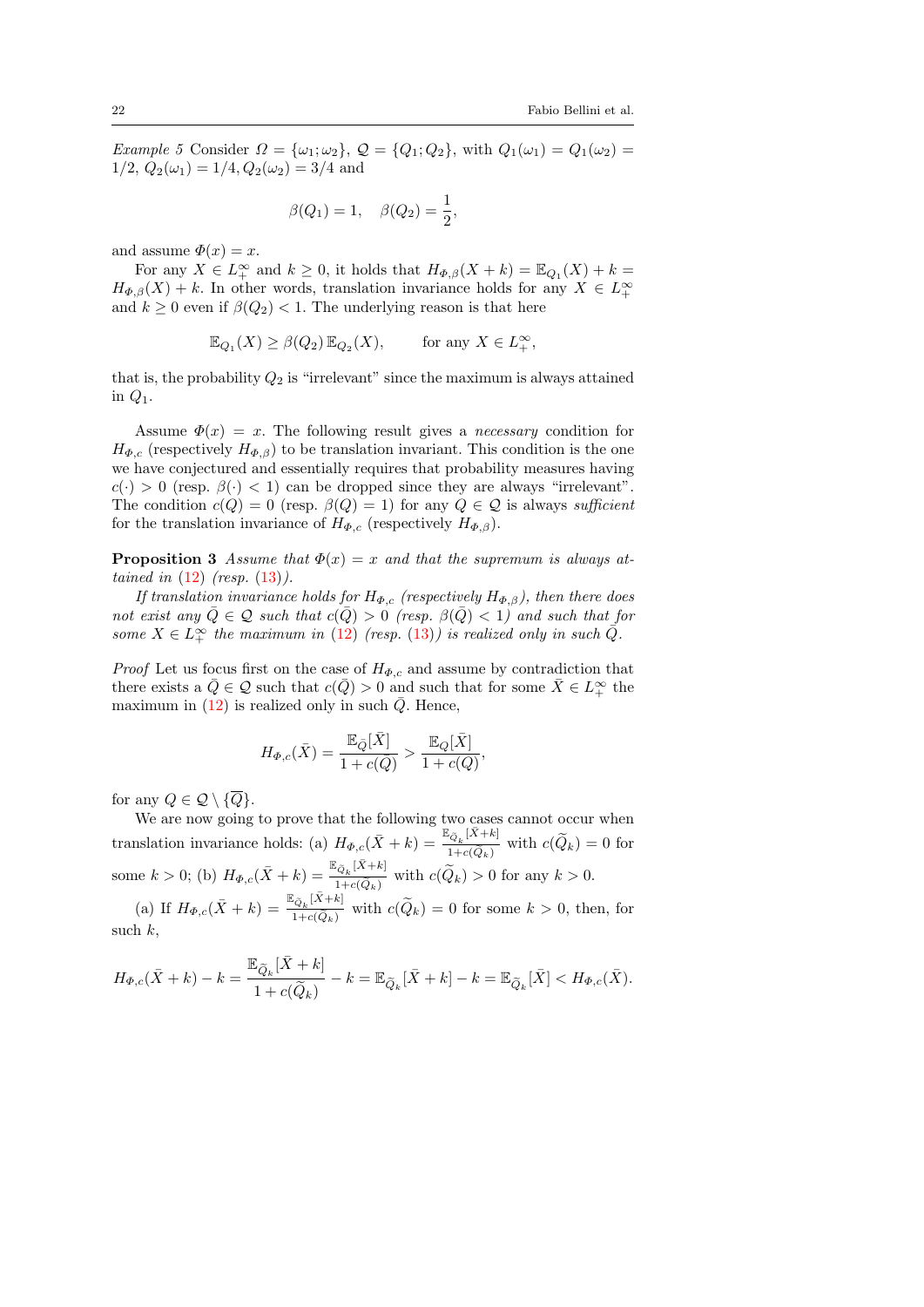*Example 5* Consider $\Omega = \{\omega_1; \omega_2\}$, $\mathcal{Q} = \{Q_1; Q_2\}$, with $Q_1(\omega_1) = Q_1(\omega_2) = 1/2$, $Q_2(\omega_1) = 1/4$, $Q_2(\omega_2) = 3/4$ and

$$\beta(Q_1) = 1, \quad \beta(Q_2) = \frac{1}{2},$$

and assume $\Phi(x) = x$.

For any $X \in L^\infty_+$ and $k \geq 0$, it holds that $H_{\Phi,\beta}(X + k) = \mathbb{E}_{Q_1}(X) + k = H_{\Phi,\beta}(X) + k$. In other words, translation invariance holds for any $X \in L^\infty_+$ and $k \geq 0$ even if $\beta(Q_2) < 1$. The underlying reason is that here

$$\mathbb{E}_{Q_1}(X) \geq \beta(Q_2)\, \mathbb{E}_{Q_2}(X), \qquad \text{for any } X \in L^\infty_+,$$

that is, the probability $Q_2$ is "irrelevant" since the maximum is always attained in $Q_1$.

Assume $\Phi(x) = x$. The following result gives a *necessary* condition for $H_{\Phi,c}$ (respectively $H_{\Phi,\beta}$) to be translation invariant. This condition is the one we have conjectured and essentially requires that probability measures having $c(\cdot) > 0$ (resp. $\beta(\cdot) < 1$) can be dropped since they are always "irrelevant". The condition $c(Q) = 0$ (resp. $\beta(Q) = 1$) for any $Q \in \mathcal{Q}$ is always *sufficient* for the translation invariance of $H_{\Phi,c}$ (respectively $H_{\Phi,\beta}$).

**Proposition 3** *Assume that $\Phi(x) = x$ and that the supremum is always attained in (12) (resp. (13)).*

*If translation invariance holds for $H_{\Phi,c}$ (respectively $H_{\Phi,\beta}$), then there does not exist any $\bar{Q} \in \mathcal{Q}$ such that $c(\bar{Q}) > 0$ (resp. $\beta(\bar{Q}) < 1$) and such that for some $X \in L^\infty_+$ the maximum in (12) (resp. (13)) is realized only in such $\bar{Q}$.*

*Proof* Let us focus first on the case of $H_{\Phi,c}$ and assume by contradiction that there exists a $\bar{Q} \in \mathcal{Q}$ such that $c(\bar{Q}) > 0$ and such that for some $\bar{X} \in L^\infty_+$ the maximum in (12) is realized only in such $\bar{Q}$. Hence,

$$H_{\Phi,c}(\bar{X}) = \frac{\mathbb{E}_{\bar{Q}}[\bar{X}]}{1 + c(\bar{Q})} > \frac{\mathbb{E}_{Q}[\bar{X}]}{1 + c(Q)},$$

for any $Q \in \mathcal{Q} \setminus \{\overline{Q}\}$.

We are now going to prove that the following two cases cannot occur when translation invariance holds: (a) $H_{\Phi,c}(\bar{X} + k) = \frac{\mathbb{E}_{\widetilde{Q}_k}[\bar{X}+k]}{1+c(\widetilde{Q}_k)}$ with $c(\widetilde{Q}_k) = 0$ for some $k > 0$; (b) $H_{\Phi,c}(\bar{X} + k) = \frac{\mathbb{E}_{\widetilde{Q}_k}[\bar{X}+k]}{1+c(\widetilde{Q}_k)}$ with $c(\widetilde{Q}_k) > 0$ for any $k > 0$.

(a) If $H_{\Phi,c}(\bar{X} + k) = \frac{\mathbb{E}_{\widetilde{Q}_k}[\bar{X}+k]}{1+c(\widetilde{Q}_k)}$ with $c(\widetilde{Q}_k) = 0$ for some $k > 0$, then, for such $k$,

$$H_{\Phi,c}(\bar{X} + k) - k = \frac{\mathbb{E}_{\widetilde{Q}_k}[\bar{X} + k]}{1 + c(\widetilde{Q}_k)} - k = \mathbb{E}_{\widetilde{Q}_k}[\bar{X} + k] - k = \mathbb{E}_{\widetilde{Q}_k}[\bar{X}] < H_{\Phi,c}(\bar{X}).$$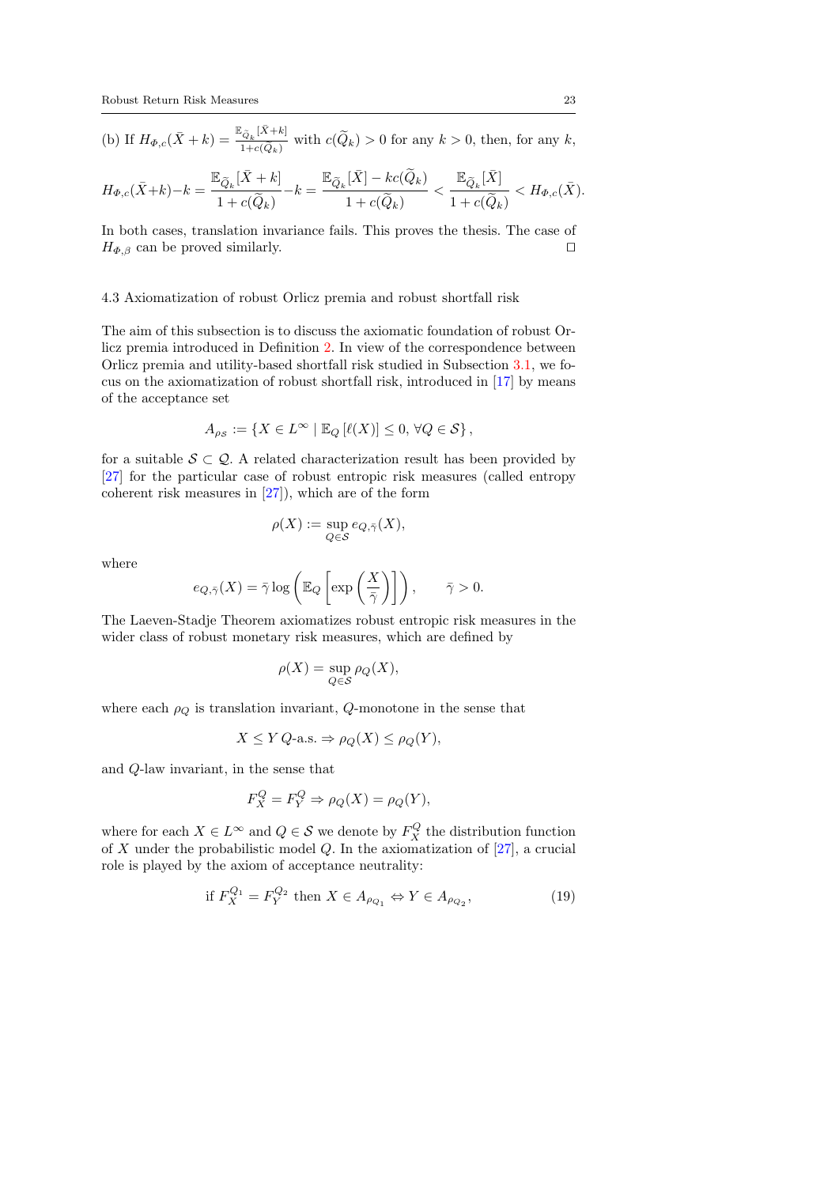(b) If $H_{\Phi,c}(\bar{X}+k) = \frac{\mathbb{E}_{\widetilde{Q}_k}[\bar{X}+k]}{1+c(\widetilde{Q}_k)}$ with $c(\widetilde{Q}_k) > 0$ for any $k > 0$, then, for any $k$,

$$H_{\Phi,c}(\bar{X}+k)-k = \frac{\mathbb{E}_{\widetilde{Q}_k}[\bar{X}+k]}{1+c(\widetilde{Q}_k)}-k = \frac{\mathbb{E}_{\widetilde{Q}_k}[\bar{X}] - kc(\widetilde{Q}_k)}{1+c(\widetilde{Q}_k)} < \frac{\mathbb{E}_{\widetilde{Q}_k}[\bar{X}]}{1+c(\widetilde{Q}_k)} < H_{\Phi,c}(\bar{X}).$$

In both cases, translation invariance fails. This proves the thesis. The case of $H_{\Phi,\beta}$ can be proved similarly. □

### 4.3 Axiomatization of robust Orlicz premia and robust shortfall risk

The aim of this subsection is to discuss the axiomatic foundation of robust Orlicz premia introduced in Definition 2. In view of the correspondence between Orlicz premia and utility-based shortfall risk studied in Subsection 3.1, we focus on the axiomatization of robust shortfall risk, introduced in [17] by means of the acceptance set

$$A_{\rho_{\mathcal{S}}} := \{X \in L^{\infty} \mid \mathbb{E}_Q\left[\ell(X)\right] \leq 0, \, \forall Q \in \mathcal{S}\},$$

for a suitable $\mathcal{S} \subset \mathcal{Q}$. A related characterization result has been provided by [27] for the particular case of robust entropic risk measures (called entropy coherent risk measures in [27]), which are of the form

$$\rho(X) := \sup_{Q \in \mathcal{S}} e_{Q,\bar{\gamma}}(X),$$

where

$$e_{Q,\bar{\gamma}}(X) = \bar{\gamma}\log\left(\mathbb{E}_Q\left[\exp\left(\frac{X}{\bar{\gamma}}\right)\right]\right), \qquad \bar{\gamma} > 0.$$

The Laeven-Stadje Theorem axiomatizes robust entropic risk measures in the wider class of robust monetary risk measures, which are defined by

$$\rho(X) = \sup_{Q \in \mathcal{S}} \rho_Q(X),$$

where each $\rho_Q$ is translation invariant, $Q$-monotone in the sense that

$$X \leq Y \; Q\text{-a.s.} \Rightarrow \rho_Q(X) \leq \rho_Q(Y),$$

and $Q$-law invariant, in the sense that

$$F_X^Q = F_Y^Q \Rightarrow \rho_Q(X) = \rho_Q(Y),$$

where for each $X \in L^{\infty}$ and $Q \in \mathcal{S}$ we denote by $F_X^Q$ the distribution function of $X$ under the probabilistic model $Q$. In the axiomatization of [27], a crucial role is played by the axiom of acceptance neutrality:

$$\text{if } F_X^{Q_1} = F_Y^{Q_2} \text{ then } X \in A_{\rho_{Q_1}} \Leftrightarrow Y \in A_{\rho_{Q_2}}, \tag{19}$$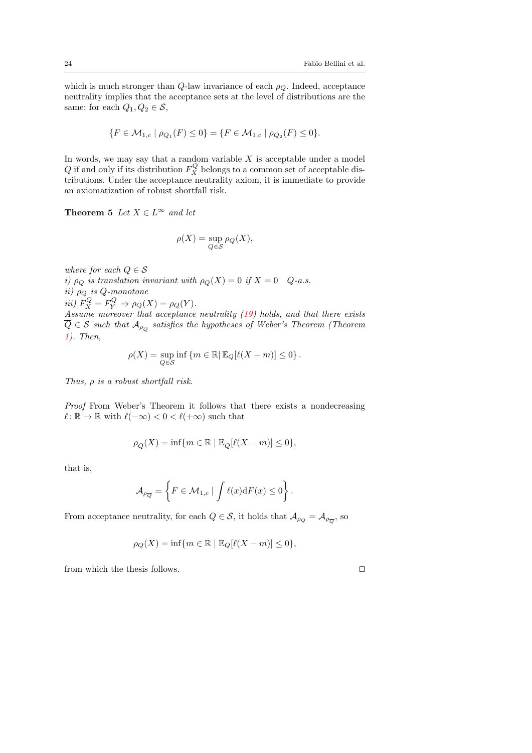which is much stronger than $Q$-law invariance of each $\rho_Q$. Indeed, acceptance neutrality implies that the acceptance sets at the level of distributions are the same: for each $Q_1, Q_2 \in \mathcal{S}$,

$$\{F \in \mathcal{M}_{1,c} \mid \rho_{Q_1}(F) \leq 0\} = \{F \in \mathcal{M}_{1,c} \mid \rho_{Q_2}(F) \leq 0\}.$$

In words, we may say that a random variable $X$ is acceptable under a model $Q$ if and only if its distribution $F_X^Q$ belongs to a common set of acceptable distributions. Under the acceptance neutrality axiom, it is immediate to provide an axiomatization of robust shortfall risk.

**Theorem 5** *Let $X \in L^\infty$ and let*

$$\rho(X) = \sup_{Q \in \mathcal{S}} \rho_Q(X),$$

*where for each $Q \in \mathcal{S}$*
*i) $\rho_Q$ is translation invariant with $\rho_Q(X) = 0$ if $X = 0 \quad Q$-a.s.*
*ii) $\rho_Q$ is $Q$-monotone*
*iii) $F_X^Q = F_Y^Q \Rightarrow \rho_Q(X) = \rho_Q(Y)$.*
*Assume moreover that acceptance neutrality (19) holds, and that there exists $\overline{Q} \in \mathcal{S}$ such that $\mathcal{A}_{\rho_{\overline{Q}}}$ satisfies the hypotheses of Weber's Theorem (Theorem 1). Then,*

$$\rho(X) = \sup_{Q \in \mathcal{S}} \inf \{m \in \mathbb{R} | \, \mathbb{E}_Q[\ell(X - m)] \leq 0\}.$$

*Thus, $\rho$ is a robust shortfall risk.*

*Proof* From Weber's Theorem it follows that there exists a nondecreasing $\ell \colon \mathbb{R} \to \mathbb{R}$ with $\ell(-\infty) < 0 < \ell(+\infty)$ such that

$$\rho_{\overline{Q}}(X) = \inf\{m \in \mathbb{R} \mid \mathbb{E}_{\overline{Q}}[\ell(X - m)] \leq 0\},$$

that is,

$$\mathcal{A}_{\rho_{\overline{Q}}} = \left\{ F \in \mathcal{M}_{1,c} \mid \int \ell(x) \mathrm{d}F(x) \leq 0 \right\}.$$

From acceptance neutrality, for each $Q \in \mathcal{S}$, it holds that $\mathcal{A}_{\rho_Q} = \mathcal{A}_{\rho_{\overline{Q}}}$, so

$$\rho_Q(X) = \inf\{m \in \mathbb{R} \mid \mathbb{E}_Q[\ell(X - m)] \leq 0\},$$

from which the thesis follows. $\square$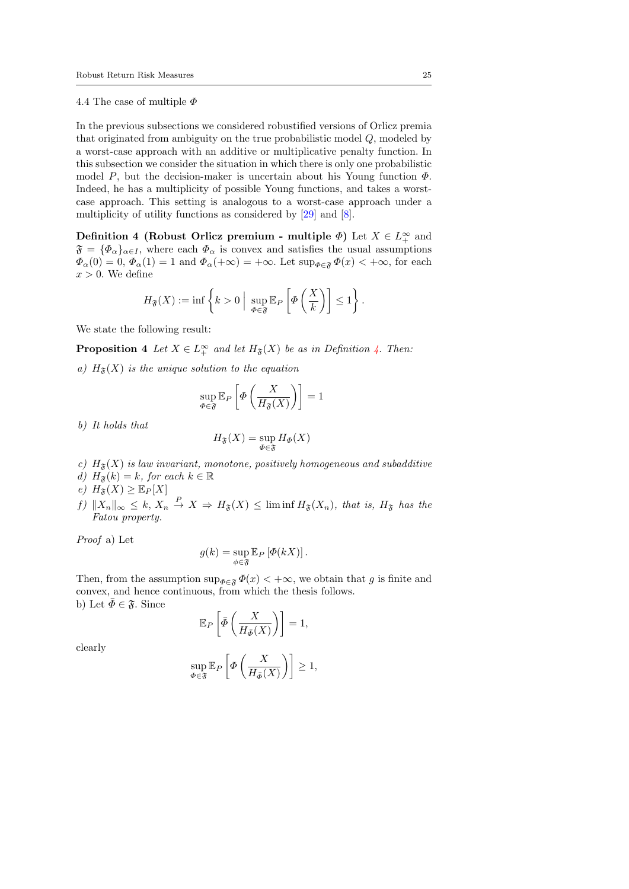### 4.4 The case of multiple $\Phi$

In the previous subsections we considered robustified versions of Orlicz premia that originated from ambiguity on the true probabilistic model $Q$, modeled by a worst-case approach with an additive or multiplicative penalty function. In this subsection we consider the situation in which there is only one probabilistic model $P$, but the decision-maker is uncertain about his Young function $\Phi$. Indeed, he has a multiplicity of possible Young functions, and takes a worst-case approach. This setting is analogous to a worst-case approach under a multiplicity of utility functions as considered by [29] and [8].

**Definition 4 (Robust Orlicz premium - multiple $\Phi$)** Let $X \in L^\infty_+$ and $\mathfrak{F} = \{\Phi_\alpha\}_{\alpha \in I}$, where each $\Phi_\alpha$ is convex and satisfies the usual assumptions $\Phi_\alpha(0) = 0$, $\Phi_\alpha(1) = 1$ and $\Phi_\alpha(+\infty) = +\infty$. Let $\sup_{\Phi \in \mathfrak{F}} \Phi(x) < +\infty$, for each $x > 0$. We define

$$H_{\mathfrak{F}}(X) := \inf \left\{ k > 0 \,\middle|\, \sup_{\Phi \in \mathfrak{F}} \mathbb{E}_P \left[ \Phi\left( \frac{X}{k} \right) \right] \leq 1 \right\}.$$

We state the following result:

**Proposition 4** *Let $X \in L^\infty_+$ and let $H_{\mathfrak{F}}(X)$ be as in Definition 4. Then:*

*a) $H_{\mathfrak{F}}(X)$ is the unique solution to the equation*

$$\sup_{\Phi \in \mathfrak{F}} \mathbb{E}_P \left[ \Phi\left( \frac{X}{H_{\mathfrak{F}}(X)} \right) \right] = 1$$

*b) It holds that*

$$H_{\mathfrak{F}}(X) = \sup_{\Phi \in \mathfrak{F}} H_\Phi(X)$$

*c) $H_{\mathfrak{F}}(X)$ is law invariant, monotone, positively homogeneous and subadditive*

*d) $H_{\mathfrak{F}}(k) = k$, for each $k \in \mathbb{R}$*

*e) $H_{\mathfrak{F}}(X) \geq \mathbb{E}_P[X]$*

*f) $\|X_n\|_\infty \leq k$, $X_n \xrightarrow{P} X \Rightarrow H_{\mathfrak{F}}(X) \leq \liminf H_{\mathfrak{F}}(X_n)$, that is, $H_{\mathfrak{F}}$ has the Fatou property.*

*Proof* a) Let

$$g(k) = \sup_{\phi \in \mathfrak{F}} \mathbb{E}_P \left[ \Phi(kX) \right].$$

Then, from the assumption $\sup_{\Phi \in \mathfrak{F}} \Phi(x) < +\infty$, we obtain that $g$ is finite and convex, and hence continuous, from which the thesis follows.

b) Let $\bar{\Phi} \in \mathfrak{F}$. Since

$$\mathbb{E}_P \left[ \bar{\Phi}\left( \frac{X}{H_{\bar{\Phi}}(X)} \right) \right] = 1,$$

clearly

$$\sup_{\Phi \in \mathfrak{F}} \mathbb{E}_P \left[ \Phi\left( \frac{X}{H_{\bar{\Phi}}(X)} \right) \right] \geq 1,$$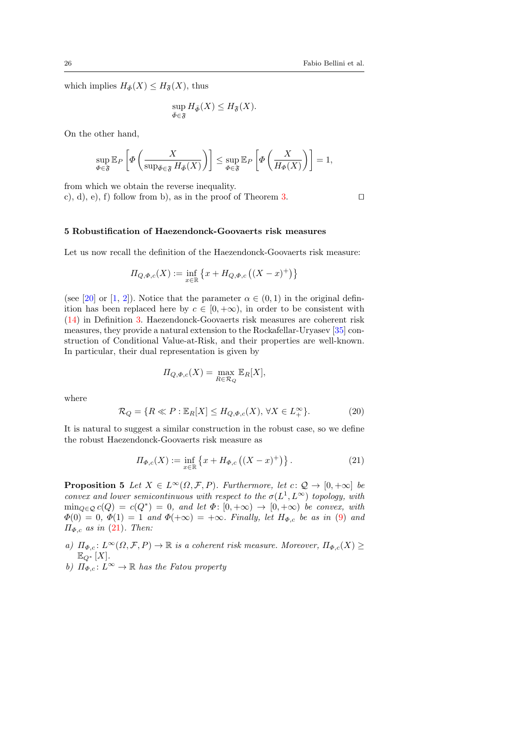which implies $H_{\bar{\Phi}}(X) \leq H_{\mathfrak{F}}(X)$, thus

$$\sup_{\bar{\Phi} \in \mathfrak{F}} H_{\bar{\Phi}}(X) \leq H_{\mathfrak{F}}(X).$$

On the other hand,

$$\sup_{\Phi \in \mathfrak{F}} \mathbb{E}_P \left[ \Phi \left( \frac{X}{\sup_{\bar{\Phi} \in \mathfrak{F}} H_{\bar{\Phi}}(X)} \right) \right] \leq \sup_{\Phi \in \mathfrak{F}} \mathbb{E}_P \left[ \Phi \left( \frac{X}{H_{\Phi}(X)} \right) \right] = 1,$$

from which we obtain the reverse inequality.
c), d), e), f) follow from b), as in the proof of Theorem 3. □

## 5 Robustification of Haezendonck-Goovaerts risk measures

Let us now recall the definition of the Haezendonck-Goovaerts risk measure:

$$\Pi_{Q,\Phi,c}(X) := \inf_{x \in \mathbb{R}} \left\{ x + H_{Q,\Phi,c}\left( (X-x)^+ \right) \right\}$$

(see [20] or [1, 2]). Notice that the parameter $\alpha \in (0,1)$ in the original definition has been replaced here by $c \in [0, +\infty)$, in order to be consistent with (14) in Definition 3. Haezendonck-Goovaerts risk measures are coherent risk measures, they provide a natural extension to the Rockafellar-Uryasev [35] construction of Conditional Value-at-Risk, and their properties are well-known. In particular, their dual representation is given by

$$\Pi_{Q,\Phi,c}(X) = \max_{R \in \mathcal{R}_Q} \mathbb{E}_R[X],$$

where

$$\mathcal{R}_Q = \{ R \ll P : \mathbb{E}_R[X] \leq H_{Q,\Phi,c}(X), \, \forall X \in L^\infty_+ \}. \tag{20}$$

It is natural to suggest a similar construction in the robust case, so we define the robust Haezendonck-Goovaerts risk measure as

$$\Pi_{\Phi,c}(X) := \inf_{x \in \mathbb{R}} \left\{ x + H_{\Phi,c}\left( (X-x)^+ \right) \right\}. \tag{21}$$

**Proposition 5** *Let $X \in L^\infty(\Omega, \mathcal{F}, P)$. Furthermore, let $c \colon \mathcal{Q} \to [0, +\infty]$ be convex and lower semicontinuous with respect to the $\sigma(L^1, L^\infty)$ topology, with $\min_{Q \in \mathcal{Q}} c(Q) = c(Q^*) = 0$, and let $\Phi \colon [0, +\infty) \to [0, +\infty)$ be convex, with $\Phi(0) = 0$, $\Phi(1) = 1$ and $\Phi(+\infty) = +\infty$. Finally, let $H_{\Phi,c}$ be as in (9) and $\Pi_{\Phi,c}$ as in (21). Then:*

*a) $\Pi_{\Phi,c} \colon L^\infty(\Omega, \mathcal{F}, P) \to \mathbb{R}$ is a coherent risk measure. Moreover, $\Pi_{\Phi,c}(X) \geq \mathbb{E}_{Q^*}[X]$.*
*b) $\Pi_{\Phi,c} \colon L^\infty \to \mathbb{R}$ has the Fatou property*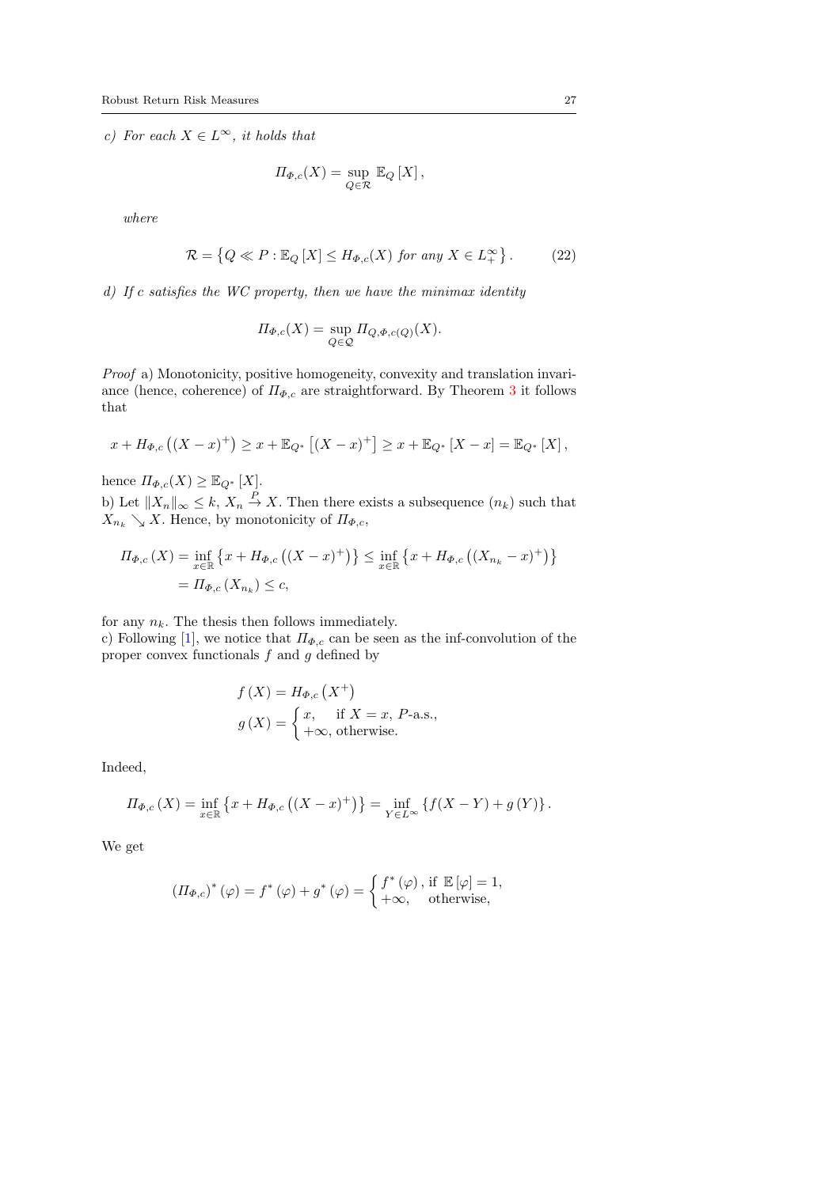*c) For each $X \in L^\infty$, it holds that*

$$\Pi_{\Phi,c}(X) = \sup_{Q\in\mathcal{R}} \mathbb{E}_Q[X],$$

*where*

$$\mathcal{R} = \left\{ Q \ll P : \mathbb{E}_Q[X] \leq H_{\Phi,c}(X) \text{ for any } X \in L^\infty_+ \right\}. \tag{22}$$

*d) If $c$ satisfies the WC property, then we have the minimax identity*

$$\Pi_{\Phi,c}(X) = \sup_{Q\in\mathcal{Q}} \Pi_{Q,\Phi,c(Q)}(X).$$

*Proof* a) Monotonicity, positive homogeneity, convexity and translation invariance (hence, coherence) of $\Pi_{\Phi,c}$ are straightforward. By Theorem 3 it follows that

$$x + H_{\Phi,c}\left((X-x)^+\right) \geq x + \mathbb{E}_{Q^*}\left[(X-x)^+\right] \geq x + \mathbb{E}_{Q^*}[X-x] = \mathbb{E}_{Q^*}[X],$$

hence $\Pi_{\Phi,c}(X) \geq \mathbb{E}_{Q^*}[X]$.
b) Let $\|X_n\|_\infty \leq k$, $X_n \overset{P}{\to} X$. Then there exists a subsequence $(n_k)$ such that $X_{n_k} \searrow X$. Hence, by monotonicity of $\Pi_{\Phi,c}$,

$$\begin{aligned}
\Pi_{\Phi,c}(X) &= \inf_{x\in\mathbb{R}} \left\{ x + H_{\Phi,c}\left((X-x)^+\right) \right\} \leq \inf_{x\in\mathbb{R}} \left\{ x + H_{\Phi,c}\left((X_{n_k}-x)^+\right) \right\} \\
&= \Pi_{\Phi,c}(X_{n_k}) \leq c,
\end{aligned}$$

for any $n_k$. The thesis then follows immediately.
c) Following [1], we notice that $\Pi_{\Phi,c}$ can be seen as the inf-convolution of the proper convex functionals $f$ and $g$ defined by

$$\begin{aligned}
f(X) &= H_{\Phi,c}\left(X^+\right) \\
g(X) &= \begin{cases} x, & \text{if } X = x, \ P\text{-a.s.}, \\ +\infty, & \text{otherwise.} \end{cases}
\end{aligned}$$

Indeed,

$$\Pi_{\Phi,c}(X) = \inf_{x\in\mathbb{R}} \left\{ x + H_{\Phi,c}\left((X-x)^+\right) \right\} = \inf_{Y\in L^\infty} \left\{ f(X-Y) + g(Y) \right\}.$$

We get

$$(\Pi_{\Phi,c})^*(\varphi) = f^*(\varphi) + g^*(\varphi) = \begin{cases} f^*(\varphi), \text{ if } \mathbb{E}[\varphi] = 1, \\ +\infty, \quad \text{otherwise,} \end{cases}$$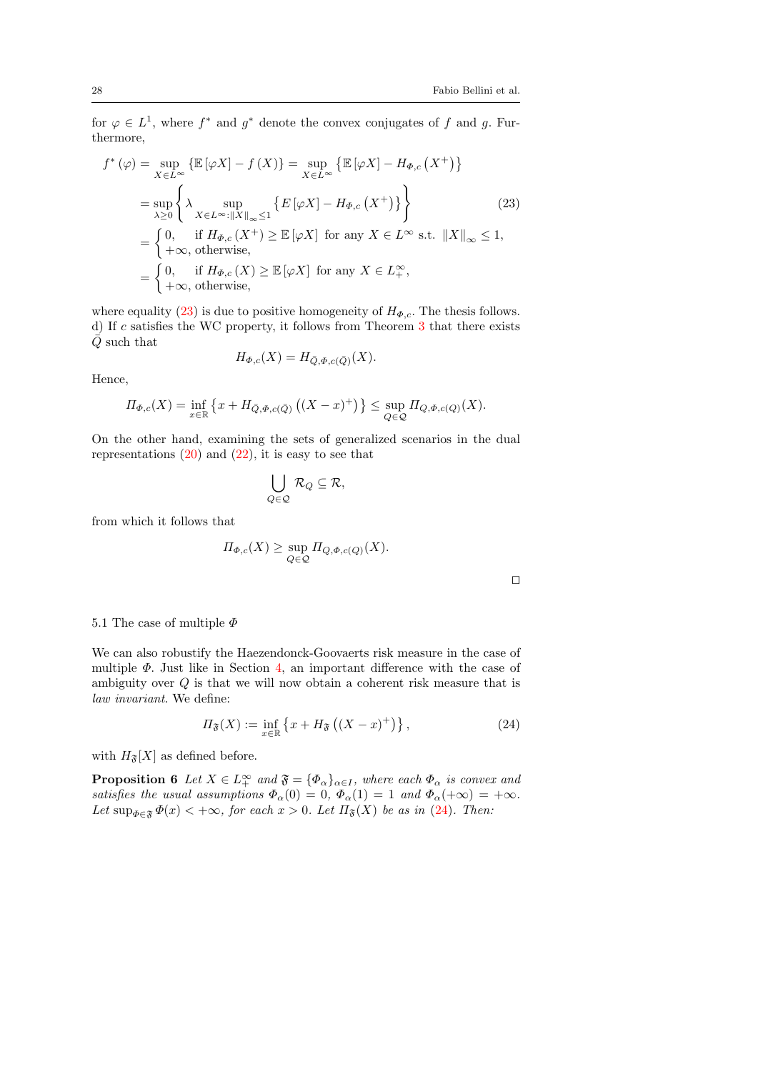for $\varphi \in L^1$, where $f^*$ and $g^*$ denote the convex conjugates of $f$ and $g$. Furthermore,

$$
\begin{aligned}
f^*(\varphi) &= \sup_{X \in L^\infty} \{\mathbb{E}[\varphi X] - f(X)\} = \sup_{X \in L^\infty} \{\mathbb{E}[\varphi X] - H_{\Phi,c}(X^+)\} \\
&= \sup_{\lambda \geq 0} \left\{ \lambda \sup_{X \in L^\infty : \|X\|_\infty \leq 1} \{E[\varphi X] - H_{\Phi,c}(X^+)\} \right\} \qquad (23) \\
&= \begin{cases} 0, & \text{if } H_{\Phi,c}(X^+) \geq \mathbb{E}[\varphi X] \text{ for any } X \in L^\infty \text{ s.t. } \|X\|_\infty \leq 1, \\ +\infty, & \text{otherwise,} \end{cases} \\
&= \begin{cases} 0, & \text{if } H_{\Phi,c}(X) \geq \mathbb{E}[\varphi X] \text{ for any } X \in L^\infty_+, \\ +\infty, & \text{otherwise,} \end{cases}
\end{aligned}
$$

where equality (23) is due to positive homogeneity of $H_{\Phi,c}$. The thesis follows.
d) If $c$ satisfies the WC property, it follows from Theorem 3 that there exists $\bar{Q}$ such that

$$
H_{\Phi,c}(X) = H_{\bar{Q},\Phi,c(\bar{Q})}(X).
$$

Hence,

$$
\Pi_{\Phi,c}(X) = \inf_{x \in \mathbb{R}} \left\{ x + H_{\bar{Q},\Phi,c(\bar{Q})}\left((X-x)^+\right) \right\} \leq \sup_{Q \in \mathcal{Q}} \Pi_{Q,\Phi,c(Q)}(X).
$$

On the other hand, examining the sets of generalized scenarios in the dual representations (20) and (22), it is easy to see that

$$
\bigcup_{Q \in \mathcal{Q}} \mathcal{R}_Q \subseteq \mathcal{R},
$$

from which it follows that

$$
\Pi_{\Phi,c}(X) \geq \sup_{Q \in \mathcal{Q}} \Pi_{Q,\Phi,c(Q)}(X).
$$

□

### 5.1 The case of multiple $\Phi$

We can also robustify the Haezendonck-Goovaerts risk measure in the case of multiple $\Phi$. Just like in Section 4, an important difference with the case of ambiguity over $Q$ is that we will now obtain a coherent risk measure that is *law invariant*. We define:

$$
\Pi_{\mathfrak{F}}(X) := \inf_{x \in \mathbb{R}} \left\{ x + H_{\mathfrak{F}}\left((X-x)^+\right) \right\}, \qquad (24)
$$

with $H_{\mathfrak{F}}[X]$ as defined before.

**Proposition 6** *Let $X \in L^\infty_+$ and $\mathfrak{F} = \{\Phi_\alpha\}_{\alpha \in I}$, where each $\Phi_\alpha$ is convex and satisfies the usual assumptions $\Phi_\alpha(0) = 0$, $\Phi_\alpha(1) = 1$ and $\Phi_\alpha(+\infty) = +\infty$. Let $\sup_{\Phi \in \mathfrak{F}} \Phi(x) < +\infty$, for each $x > 0$. Let $\Pi_{\mathfrak{F}}(X)$ be as in (24). Then:*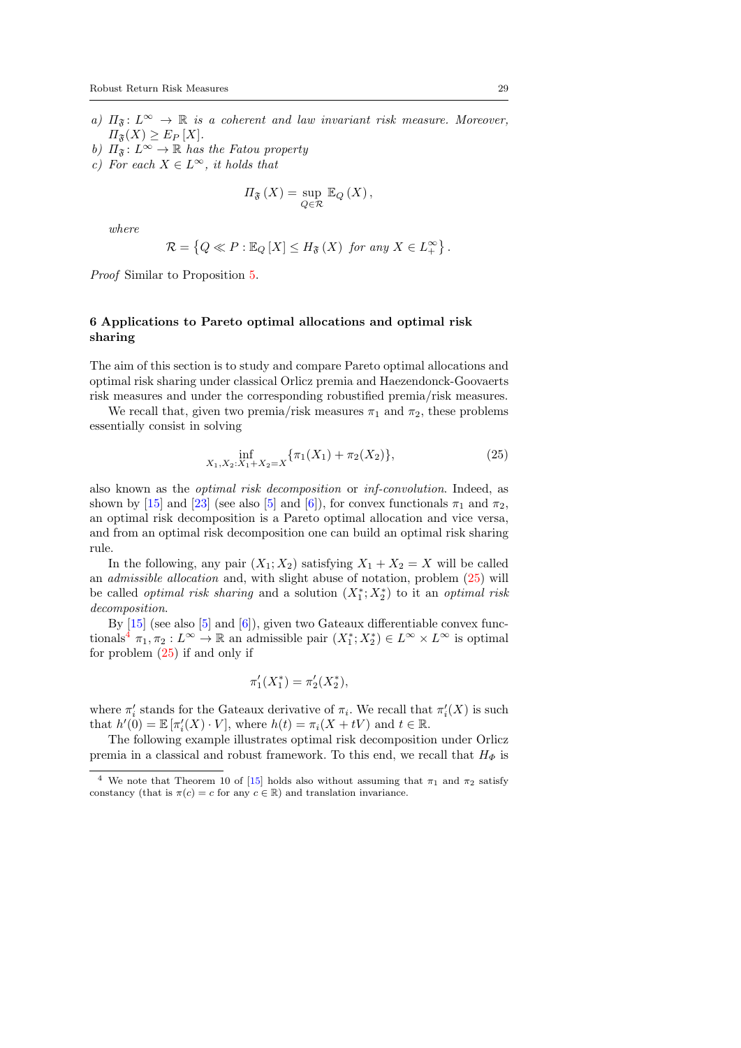*a)* $\Pi_{\mathfrak{F}} \colon L^\infty \to \mathbb{R}$ *is a coherent and law invariant risk measure. Moreover,* $\Pi_{\mathfrak{F}}(X) \geq E_P[X]$.

*b)* $\Pi_{\mathfrak{F}} \colon L^\infty \to \mathbb{R}$ *has the Fatou property*

*c) For each* $X \in L^\infty$*, it holds that*

$$\Pi_{\mathfrak{F}}(X) = \sup_{Q \in \mathcal{R}} \mathbb{E}_Q(X),$$

*where*

$$\mathcal{R} = \left\{ Q \ll P : \mathbb{E}_Q[X] \leq H_{\mathfrak{F}}(X) \text{ for any } X \in L_+^\infty \right\}.$$

*Proof* Similar to Proposition 5.

## 6 Applications to Pareto optimal allocations and optimal risk sharing

The aim of this section is to study and compare Pareto optimal allocations and optimal risk sharing under classical Orlicz premia and Haezendonck-Goovaerts risk measures and under the corresponding robustified premia/risk measures.

We recall that, given two premia/risk measures $\pi_1$ and $\pi_2$, these problems essentially consist in solving

$$\inf_{X_1, X_2 : X_1 + X_2 = X} \{\pi_1(X_1) + \pi_2(X_2)\}, \tag{25}$$

also known as the *optimal risk decomposition* or *inf-convolution*. Indeed, as shown by [15] and [23] (see also [5] and [6]), for convex functionals $\pi_1$ and $\pi_2$, an optimal risk decomposition is a Pareto optimal allocation and vice versa, and from an optimal risk decomposition one can build an optimal risk sharing rule.

In the following, any pair $(X_1; X_2)$ satisfying $X_1 + X_2 = X$ will be called an *admissible allocation* and, with slight abuse of notation, problem (25) will be called *optimal risk sharing* and a solution $(X_1^*; X_2^*)$ to it an *optimal risk decomposition*.

By [15] (see also [5] and [6]), given two Gateaux differentiable convex functionals[4] $\pi_1, \pi_2 : L^\infty \to \mathbb{R}$ an admissible pair $(X_1^*; X_2^*) \in L^\infty \times L^\infty$ is optimal for problem (25) if and only if

$$\pi_1'(X_1^*) = \pi_2'(X_2^*),$$

where $\pi_i'$ stands for the Gateaux derivative of $\pi_i$. We recall that $\pi_i'(X)$ is such that $h'(0) = \mathbb{E}[\pi_i'(X) \cdot V]$, where $h(t) = \pi_i(X + tV)$ and $t \in \mathbb{R}$.

The following example illustrates optimal risk decomposition under Orlicz premia in a classical and robust framework. To this end, we recall that $H_\Phi$ is

[4] We note that Theorem 10 of [15] holds also without assuming that $\pi_1$ and $\pi_2$ satisfy constancy (that is $\pi(c) = c$ for any $c \in \mathbb{R}$) and translation invariance.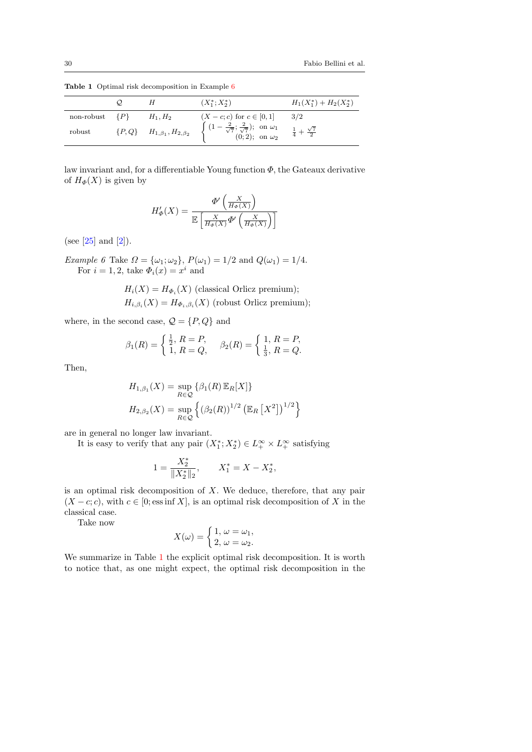**Table 1** Optimal risk decomposition in Example 6

| | $\mathcal{Q}$ | $H$ | $(X_1^*; X_2^*)$ | $H_1(X_1^*) + H_2(X_2^*)$ |
|---|---|---|---|---|
| non-robust | $\{P\}$ | $H_1, H_2$ | $(X - c; c)$ for $c \in [0, 1]$ | $3/2$ |
| robust | $\{P, Q\}$ | $H_{1,\beta_1}, H_{2,\beta_2}$ | $\begin{cases} (1 - \frac{2}{\sqrt{7}}; \frac{2}{\sqrt{7}}); \text{ on } \omega_1 \\ (0; 2); \text{ on } \omega_2 \end{cases}$ | $\frac{1}{4} + \frac{\sqrt{7}}{2}$ |

law invariant and, for a differentiable Young function $\Phi$, the Gateaux derivative of $H_\Phi(X)$ is given by

$$H'_\Phi(X) = \frac{\Phi'\left(\frac{X}{H_\Phi(X)}\right)}{\mathbb{E}\left[\frac{X}{H_\Phi(X)}\Phi'\left(\frac{X}{H_\Phi(X)}\right)\right]}$$

(see [25] and [2]).

*Example 6* Take $\Omega = \{\omega_1; \omega_2\}$, $P(\omega_1) = 1/2$ and $Q(\omega_1) = 1/4$.
For $i = 1, 2$, take $\Phi_i(x) = x^i$ and

$$H_i(X) = H_{\Phi_i}(X) \text{ (classical Orlicz premium);}$$
$$H_{i,\beta_i}(X) = H_{\Phi_i,\beta_i}(X) \text{ (robust Orlicz premium);}$$

where, in the second case, $\mathcal{Q} = \{P, Q\}$ and

$$\beta_1(R) = \begin{cases} \frac{1}{2}, \, R = P, \\ 1, \, R = Q, \end{cases} \quad \beta_2(R) = \begin{cases} 1, \, R = P, \\ \frac{1}{3}, \, R = Q. \end{cases}$$

Then,

$$H_{1,\beta_1}(X) = \sup_{R \in \mathcal{Q}} \{\beta_1(R)\, \mathbb{E}_R[X]\}$$
$$H_{2,\beta_2}(X) = \sup_{R \in \mathcal{Q}} \left\{ (\beta_2(R))^{1/2} \left(\mathbb{E}_R\left[X^2\right]\right)^{1/2} \right\}$$

are in general no longer law invariant.

It is easy to verify that any pair $(X_1^*; X_2^*) \in L_+^\infty \times L_+^\infty$ satisfying

$$1 = \frac{X_2^*}{\|X_2^*\|_2}, \qquad X_1^* = X - X_2^*,$$

is an optimal risk decomposition of $X$. We deduce, therefore, that any pair $(X - c; c)$, with $c \in [0; \operatorname{ess\,inf} X]$, is an optimal risk decomposition of $X$ in the classical case.

Take now

$$X(\omega) = \begin{cases} 1, \, \omega = \omega_1, \\ 2, \, \omega = \omega_2. \end{cases}$$

We summarize in Table 1 the explicit optimal risk decomposition. It is worth to notice that, as one might expect, the optimal risk decomposition in the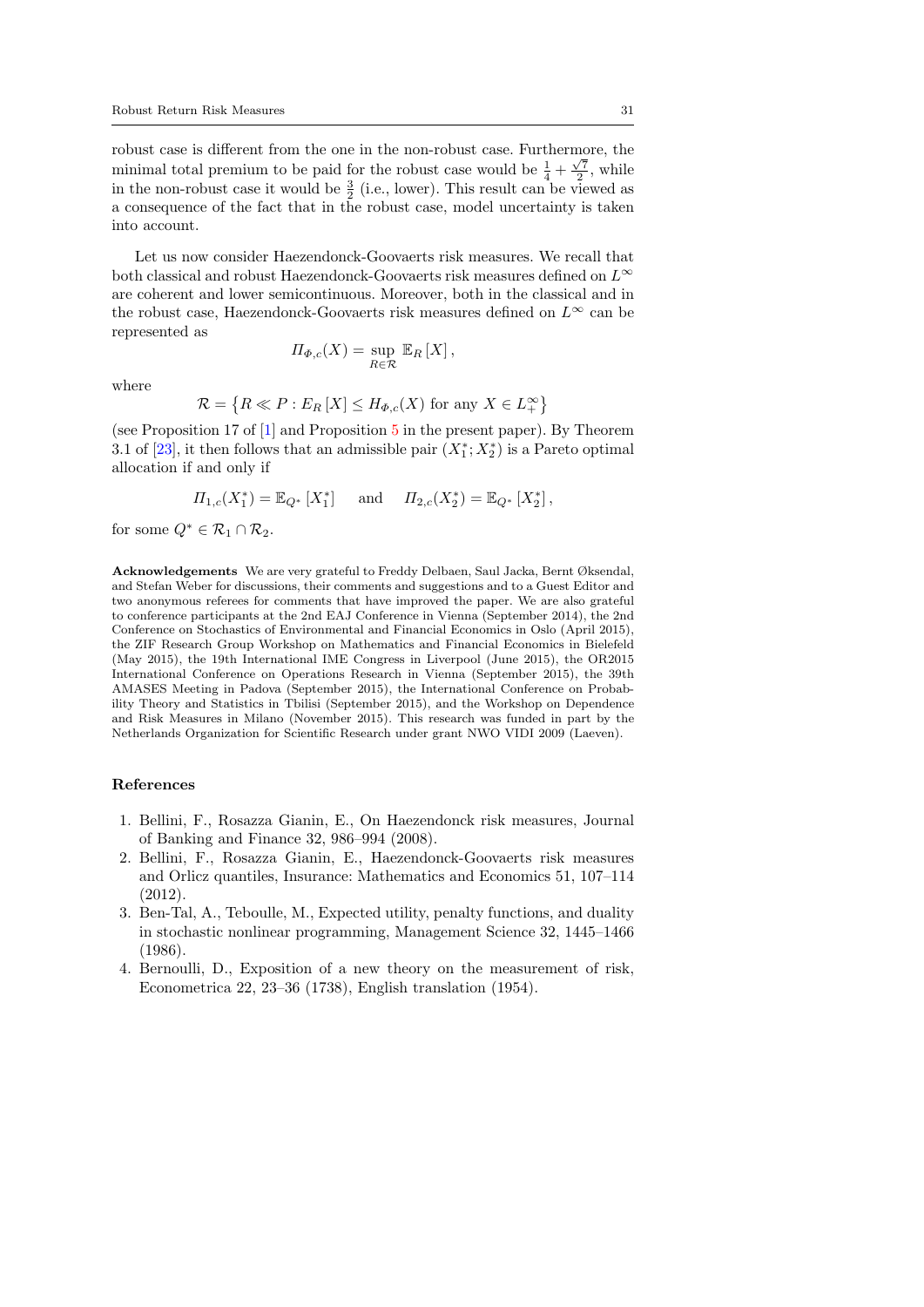robust case is different from the one in the non-robust case. Furthermore, the minimal total premium to be paid for the robust case would be $\frac{1}{4} + \frac{\sqrt{7}}{2}$, while in the non-robust case it would be $\frac{3}{2}$ (i.e., lower). This result can be viewed as a consequence of the fact that in the robust case, model uncertainty is taken into account.

Let us now consider Haezendonck-Goovaerts risk measures. We recall that both classical and robust Haezendonck-Goovaerts risk measures defined on $L^\infty$ are coherent and lower semicontinuous. Moreover, both in the classical and in the robust case, Haezendonck-Goovaerts risk measures defined on $L^\infty$ can be represented as

$$\Pi_{\Phi,c}(X) = \sup_{R \in \mathcal{R}} \mathbb{E}_R\left[X\right],$$

where

$$\mathcal{R} = \left\{ R \ll P : E_R\left[X\right] \leq H_{\Phi,c}(X) \text{ for any } X \in L^\infty_+ \right\}$$

(see Proposition 17 of [1] and Proposition 5 in the present paper). By Theorem 3.1 of [23], it then follows that an admissible pair $(X_1^*; X_2^*)$ is a Pareto optimal allocation if and only if

$$\Pi_{1,c}(X_1^*) = \mathbb{E}_{Q^*}\left[X_1^*\right] \quad \text{ and } \quad \Pi_{2,c}(X_2^*) = \mathbb{E}_{Q^*}\left[X_2^*\right],$$

for some $Q^* \in \mathcal{R}_1 \cap \mathcal{R}_2$.

**Acknowledgements** We are very grateful to Freddy Delbaen, Saul Jacka, Bernt Øksendal, and Stefan Weber for discussions, their comments and suggestions and to a Guest Editor and two anonymous referees for comments that have improved the paper. We are also grateful to conference participants at the 2nd EAJ Conference in Vienna (September 2014), the 2nd Conference on Stochastics of Environmental and Financial Economics in Oslo (April 2015), the ZIF Research Group Workshop on Mathematics and Financial Economics in Bielefeld (May 2015), the 19th International IME Congress in Liverpool (June 2015), the OR2015 International Conference on Operations Research in Vienna (September 2015), the 39th AMASES Meeting in Padova (September 2015), the International Conference on Probability Theory and Statistics in Tbilisi (September 2015), and the Workshop on Dependence and Risk Measures in Milano (November 2015). This research was funded in part by the Netherlands Organization for Scientific Research under grant NWO VIDI 2009 (Laeven).

## References

1. Bellini, F., Rosazza Gianin, E., On Haezendonck risk measures, Journal of Banking and Finance 32, 986–994 (2008).
2. Bellini, F., Rosazza Gianin, E., Haezendonck-Goovaerts risk measures and Orlicz quantiles, Insurance: Mathematics and Economics 51, 107–114 (2012).
3. Ben-Tal, A., Teboulle, M., Expected utility, penalty functions, and duality in stochastic nonlinear programming, Management Science 32, 1445–1466 (1986).
4. Bernoulli, D., Exposition of a new theory on the measurement of risk, Econometrica 22, 23–36 (1738), English translation (1954).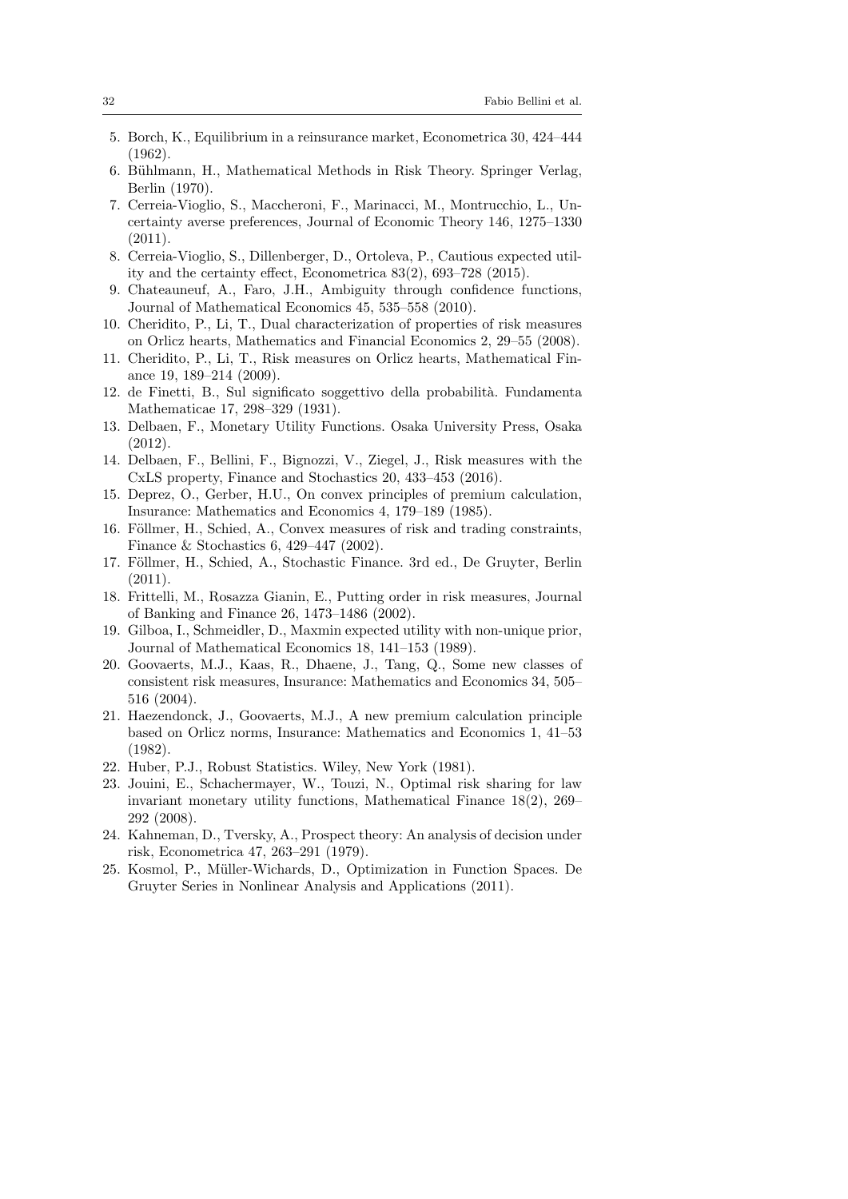5. Borch, K., Equilibrium in a reinsurance market, Econometrica 30, 424–444 (1962).
6. Bühlmann, H., Mathematical Methods in Risk Theory. Springer Verlag, Berlin (1970).
7. Cerreia-Vioglio, S., Maccheroni, F., Marinacci, M., Montrucchio, L., Uncertainty averse preferences, Journal of Economic Theory 146, 1275–1330 (2011).
8. Cerreia-Vioglio, S., Dillenberger, D., Ortoleva, P., Cautious expected utility and the certainty effect, Econometrica 83(2), 693–728 (2015).
9. Chateauneuf, A., Faro, J.H., Ambiguity through confidence functions, Journal of Mathematical Economics 45, 535–558 (2010).
10. Cheridito, P., Li, T., Dual characterization of properties of risk measures on Orlicz hearts, Mathematics and Financial Economics 2, 29–55 (2008).
11. Cheridito, P., Li, T., Risk measures on Orlicz hearts, Mathematical Finance 19, 189–214 (2009).
12. de Finetti, B., Sul significato soggettivo della probabilità. Fundamenta Mathematicae 17, 298–329 (1931).
13. Delbaen, F., Monetary Utility Functions. Osaka University Press, Osaka (2012).
14. Delbaen, F., Bellini, F., Bignozzi, V., Ziegel, J., Risk measures with the CxLS property, Finance and Stochastics 20, 433–453 (2016).
15. Deprez, O., Gerber, H.U., On convex principles of premium calculation, Insurance: Mathematics and Economics 4, 179–189 (1985).
16. Föllmer, H., Schied, A., Convex measures of risk and trading constraints, Finance & Stochastics 6, 429–447 (2002).
17. Föllmer, H., Schied, A., Stochastic Finance. 3rd ed., De Gruyter, Berlin (2011).
18. Frittelli, M., Rosazza Gianin, E., Putting order in risk measures, Journal of Banking and Finance 26, 1473–1486 (2002).
19. Gilboa, I., Schmeidler, D., Maxmin expected utility with non-unique prior, Journal of Mathematical Economics 18, 141–153 (1989).
20. Goovaerts, M.J., Kaas, R., Dhaene, J., Tang, Q., Some new classes of consistent risk measures, Insurance: Mathematics and Economics 34, 505–516 (2004).
21. Haezendonck, J., Goovaerts, M.J., A new premium calculation principle based on Orlicz norms, Insurance: Mathematics and Economics 1, 41–53 (1982).
22. Huber, P.J., Robust Statistics. Wiley, New York (1981).
23. Jouini, E., Schachermayer, W., Touzi, N., Optimal risk sharing for law invariant monetary utility functions, Mathematical Finance 18(2), 269–292 (2008).
24. Kahneman, D., Tversky, A., Prospect theory: An analysis of decision under risk, Econometrica 47, 263–291 (1979).
25. Kosmol, P., Müller-Wichards, D., Optimization in Function Spaces. De Gruyter Series in Nonlinear Analysis and Applications (2011).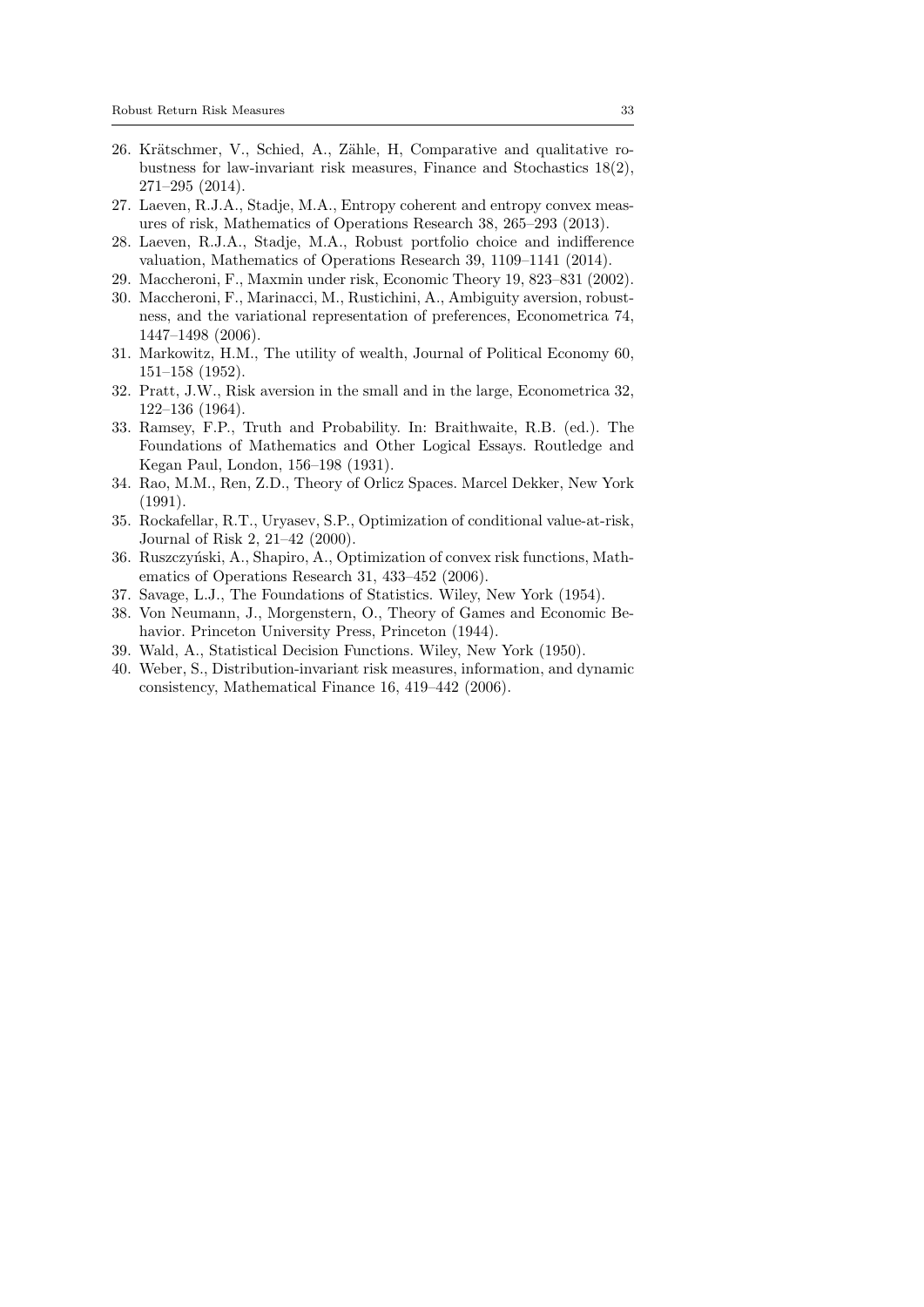26. Krätschmer, V., Schied, A., Zähle, H, Comparative and qualitative robustness for law-invariant risk measures, Finance and Stochastics 18(2), 271–295 (2014).
27. Laeven, R.J.A., Stadje, M.A., Entropy coherent and entropy convex measures of risk, Mathematics of Operations Research 38, 265–293 (2013).
28. Laeven, R.J.A., Stadje, M.A., Robust portfolio choice and indifference valuation, Mathematics of Operations Research 39, 1109–1141 (2014).
29. Maccheroni, F., Maxmin under risk, Economic Theory 19, 823–831 (2002).
30. Maccheroni, F., Marinacci, M., Rustichini, A., Ambiguity aversion, robustness, and the variational representation of preferences, Econometrica 74, 1447–1498 (2006).
31. Markowitz, H.M., The utility of wealth, Journal of Political Economy 60, 151–158 (1952).
32. Pratt, J.W., Risk aversion in the small and in the large, Econometrica 32, 122–136 (1964).
33. Ramsey, F.P., Truth and Probability. In: Braithwaite, R.B. (ed.). The Foundations of Mathematics and Other Logical Essays. Routledge and Kegan Paul, London, 156–198 (1931).
34. Rao, M.M., Ren, Z.D., Theory of Orlicz Spaces. Marcel Dekker, New York (1991).
35. Rockafellar, R.T., Uryasev, S.P., Optimization of conditional value-at-risk, Journal of Risk 2, 21–42 (2000).
36. Ruszczyński, A., Shapiro, A., Optimization of convex risk functions, Mathematics of Operations Research 31, 433–452 (2006).
37. Savage, L.J., The Foundations of Statistics. Wiley, New York (1954).
38. Von Neumann, J., Morgenstern, O., Theory of Games and Economic Behavior. Princeton University Press, Princeton (1944).
39. Wald, A., Statistical Decision Functions. Wiley, New York (1950).
40. Weber, S., Distribution-invariant risk measures, information, and dynamic consistency, Mathematical Finance 16, 419–442 (2006).